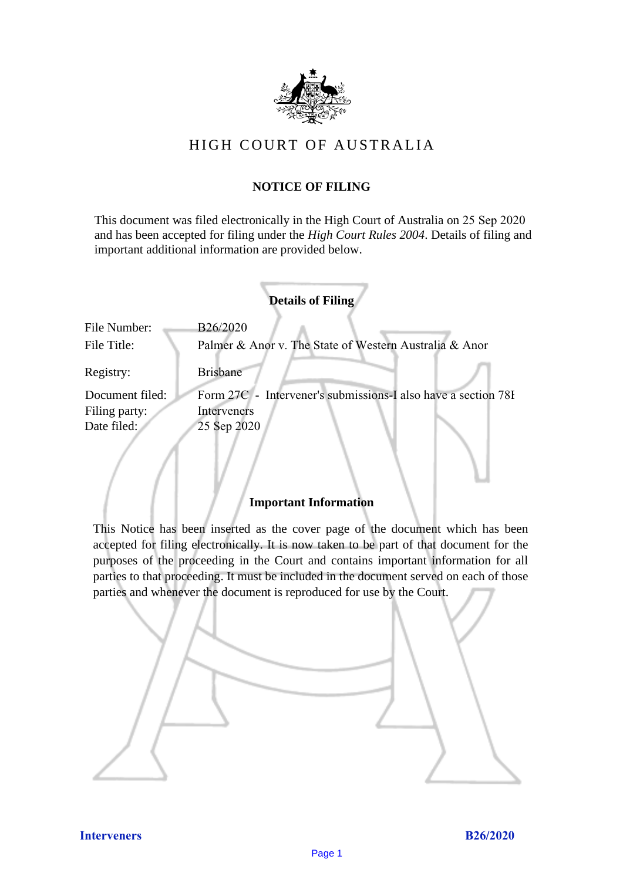# HIGH COURT OF AUSTRALIA

## NOTICE OF FILING

This document was filed electronically in the High Court of Australia on 25 Sep 2020 and has been accepted for filing under the *High Court Rules 2004*. Details of filing and important additional information are provided below.

### Details of Filing

| | |
|---|---|
| File Number: | B26/2020 |
| File Title: | Palmer & Anor v. The State of Western Australia & Anor |
| Registry: | Brisbane |
| Document filed: | Form 27C - Intervener's submissions-I also have a section 78I |
| Filing party: | Interveners |
| Date filed: | 25 Sep 2020 |

### Important Information

This Notice has been inserted as the cover page of the document which has been accepted for filing electronically. It is now taken to be part of that document for the purposes of the proceeding in the Court and contains important information for all parties to that proceeding. It must be included in the document served on each of those parties and whenever the document is reproduced for use by the Court.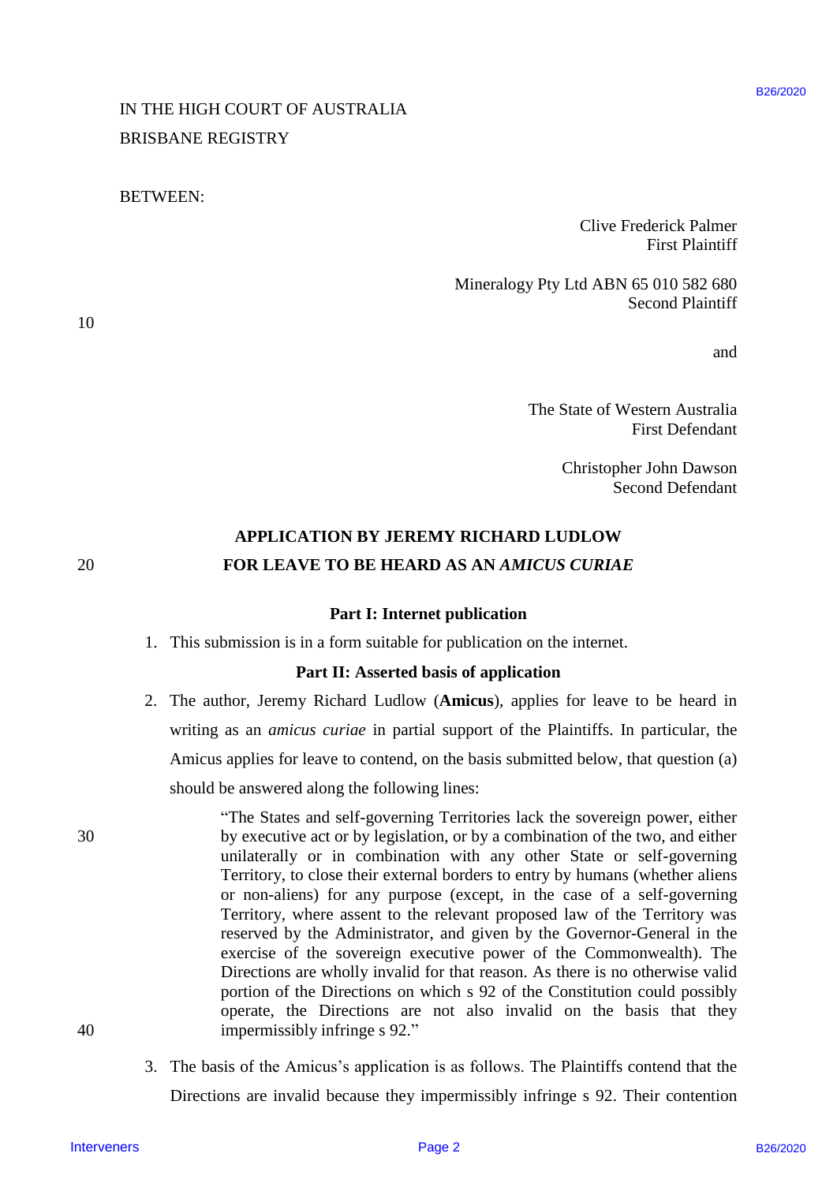IN THE HIGH COURT OF AUSTRALIA
BRISBANE REGISTRY

BETWEEN:

Clive Frederick Palmer
First Plaintiff

Mineralogy Pty Ltd ABN 65 010 582 680
Second Plaintiff

and

The State of Western Australia
First Defendant

Christopher John Dawson
Second Defendant

## APPLICATION BY JEREMY RICHARD LUDLOW FOR LEAVE TO BE HEARD AS AN *AMICUS CURIAE*

### Part I: Internet publication

1. This submission is in a form suitable for publication on the internet.

### Part II: Asserted basis of application

2. The author, Jeremy Richard Ludlow (**Amicus**), applies for leave to be heard in writing as an *amicus curiae* in partial support of the Plaintiffs. In particular, the Amicus applies for leave to contend, on the basis submitted below, that question (a) should be answered along the following lines:

> "The States and self-governing Territories lack the sovereign power, either by executive act or by legislation, or by a combination of the two, and either unilaterally or in combination with any other State or self-governing Territory, to close their external borders to entry by humans (whether aliens or non-aliens) for any purpose (except, in the case of a self-governing Territory, where assent to the relevant proposed law of the Territory was reserved by the Administrator, and given by the Governor-General in the exercise of the sovereign executive power of the Commonwealth). The Directions are wholly invalid for that reason. As there is no otherwise valid portion of the Directions on which s 92 of the Constitution could possibly operate, the Directions are not also invalid on the basis that they impermissibly infringe s 92."

3. The basis of the Amicus's application is as follows. The Plaintiffs contend that the Directions are invalid because they impermissibly infringe s 92. Their contention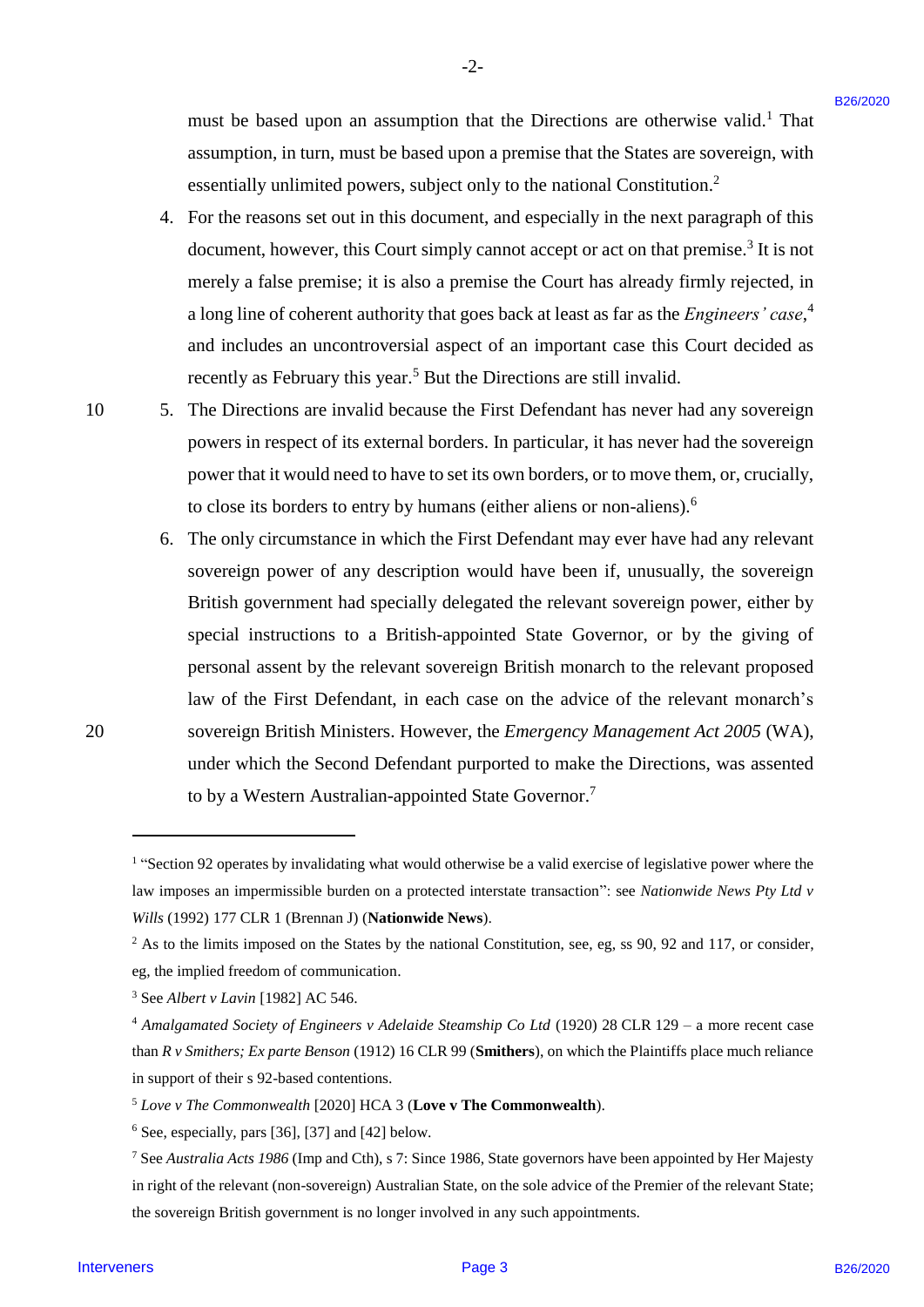must be based upon an assumption that the Directions are otherwise valid.[1] That assumption, in turn, must be based upon a premise that the States are sovereign, with essentially unlimited powers, subject only to the national Constitution.[2]

4. For the reasons set out in this document, and especially in the next paragraph of this document, however, this Court simply cannot accept or act on that premise.[3] It is not merely a false premise; it is also a premise the Court has already firmly rejected, in a long line of coherent authority that goes back at least as far as the *Engineers' case*,[4] and includes an uncontroversial aspect of an important case this Court decided as recently as February this year.[5] But the Directions are still invalid.

5. The Directions are invalid because the First Defendant has never had any sovereign powers in respect of its external borders. In particular, it has never had the sovereign power that it would need to have to set its own borders, or to move them, or, crucially, to close its borders to entry by humans (either aliens or non-aliens).[6]

6. The only circumstance in which the First Defendant may ever have had any relevant sovereign power of any description would have been if, unusually, the sovereign British government had specially delegated the relevant sovereign power, either by special instructions to a British-appointed State Governor, or by the giving of personal assent by the relevant sovereign British monarch to the relevant proposed law of the First Defendant, in each case on the advice of the relevant monarch's sovereign British Ministers. However, the *Emergency Management Act 2005* (WA), under which the Second Defendant purported to make the Directions, was assented to by a Western Australian-appointed State Governor.[7]

---

[1] "Section 92 operates by invalidating what would otherwise be a valid exercise of legislative power where the law imposes an impermissible burden on a protected interstate transaction": see *Nationwide News Pty Ltd v Wills* (1992) 177 CLR 1 (Brennan J) (**Nationwide News**).

[2] As to the limits imposed on the States by the national Constitution, see, eg, ss 90, 92 and 117, or consider, eg, the implied freedom of communication.

[3] See *Albert v Lavin* [1982] AC 546.

[4] *Amalgamated Society of Engineers v Adelaide Steamship Co Ltd* (1920) 28 CLR 129 – a more recent case than *R v Smithers; Ex parte Benson* (1912) 16 CLR 99 (**Smithers**), on which the Plaintiffs place much reliance in support of their s 92-based contentions.

[5] *Love v The Commonwealth* [2020] HCA 3 (**Love v The Commonwealth**).

[6] See, especially, pars [36], [37] and [42] below.

[7] See *Australia Acts 1986* (Imp and Cth), s 7: Since 1986, State governors have been appointed by Her Majesty in right of the relevant (non-sovereign) Australian State, on the sole advice of the Premier of the relevant State; the sovereign British government is no longer involved in any such appointments.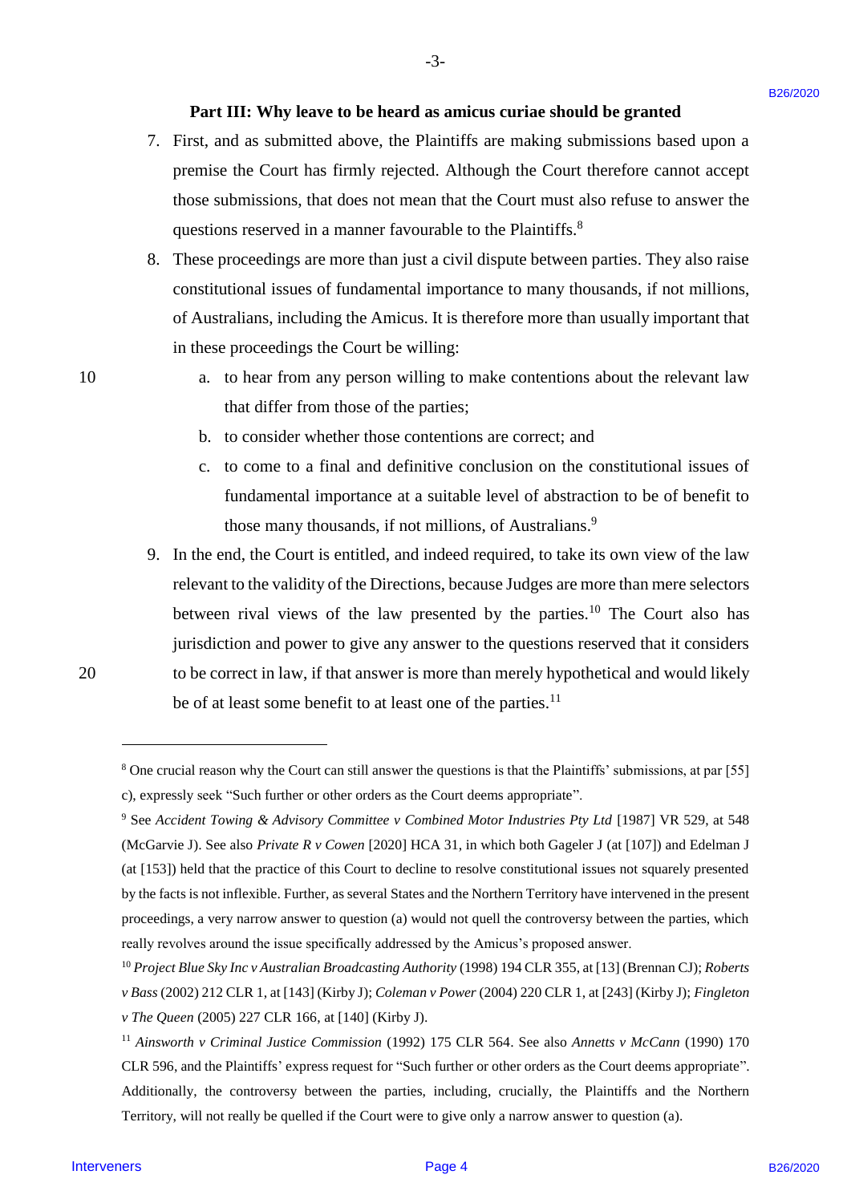## Part III: Why leave to be heard as amicus curiae should be granted

7. First, and as submitted above, the Plaintiffs are making submissions based upon a premise the Court has firmly rejected. Although the Court therefore cannot accept those submissions, that does not mean that the Court must also refuse to answer the questions reserved in a manner favourable to the Plaintiffs.[8]

8. These proceedings are more than just a civil dispute between parties. They also raise constitutional issues of fundamental importance to many thousands, if not millions, of Australians, including the Amicus. It is therefore more than usually important that in these proceedings the Court be willing:

   a. to hear from any person willing to make contentions about the relevant law that differ from those of the parties;

   b. to consider whether those contentions are correct; and

   c. to come to a final and definitive conclusion on the constitutional issues of fundamental importance at a suitable level of abstraction to be of benefit to those many thousands, if not millions, of Australians.[9]

9. In the end, the Court is entitled, and indeed required, to take its own view of the law relevant to the validity of the Directions, because Judges are more than mere selectors between rival views of the law presented by the parties.[10] The Court also has jurisdiction and power to give any answer to the questions reserved that it considers to be correct in law, if that answer is more than merely hypothetical and would likely be of at least some benefit to at least one of the parties.[11]

---

[8] One crucial reason why the Court can still answer the questions is that the Plaintiffs' submissions, at par [55] c), expressly seek "Such further or other orders as the Court deems appropriate".

[9] See *Accident Towing & Advisory Committee v Combined Motor Industries Pty Ltd* [1987] VR 529, at 548 (McGarvie J). See also *Private R v Cowen* [2020] HCA 31, in which both Gageler J (at [107]) and Edelman J (at [153]) held that the practice of this Court to decline to resolve constitutional issues not squarely presented by the facts is not inflexible. Further, as several States and the Northern Territory have intervened in the present proceedings, a very narrow answer to question (a) would not quell the controversy between the parties, which really revolves around the issue specifically addressed by the Amicus's proposed answer.

[10] *Project Blue Sky Inc v Australian Broadcasting Authority* (1998) 194 CLR 355, at [13] (Brennan CJ); *Roberts v Bass* (2002) 212 CLR 1, at [143] (Kirby J); *Coleman v Power* (2004) 220 CLR 1, at [243] (Kirby J); *Fingleton v The Queen* (2005) 227 CLR 166, at [140] (Kirby J).

[11] *Ainsworth v Criminal Justice Commission* (1992) 175 CLR 564. See also *Annetts v McCann* (1990) 170 CLR 596, and the Plaintiffs' express request for "Such further or other orders as the Court deems appropriate". Additionally, the controversy between the parties, including, crucially, the Plaintiffs and the Northern Territory, will not really be quelled if the Court were to give only a narrow answer to question (a).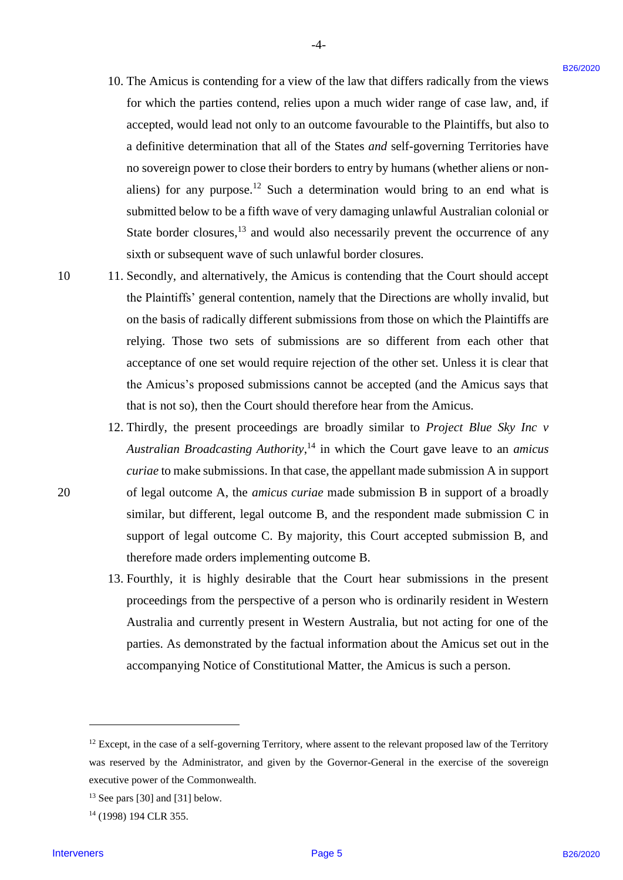10. The Amicus is contending for a view of the law that differs radically from the views for which the parties contend, relies upon a much wider range of case law, and, if accepted, would lead not only to an outcome favourable to the Plaintiffs, but also to a definitive determination that all of the States *and* self-governing Territories have no sovereign power to close their borders to entry by humans (whether aliens or non-aliens) for any purpose.[12] Such a determination would bring to an end what is submitted below to be a fifth wave of very damaging unlawful Australian colonial or State border closures,[13] and would also necessarily prevent the occurrence of any sixth or subsequent wave of such unlawful border closures.

11. Secondly, and alternatively, the Amicus is contending that the Court should accept the Plaintiffs' general contention, namely that the Directions are wholly invalid, but on the basis of radically different submissions from those on which the Plaintiffs are relying. Those two sets of submissions are so different from each other that acceptance of one set would require rejection of the other set. Unless it is clear that the Amicus's proposed submissions cannot be accepted (and the Amicus says that that is not so), then the Court should therefore hear from the Amicus.

12. Thirdly, the present proceedings are broadly similar to *Project Blue Sky Inc v Australian Broadcasting Authority*,[14] in which the Court gave leave to an *amicus curiae* to make submissions. In that case, the appellant made submission A in support of legal outcome A, the *amicus curiae* made submission B in support of a broadly similar, but different, legal outcome B, and the respondent made submission C in support of legal outcome C. By majority, this Court accepted submission B, and therefore made orders implementing outcome B.

13. Fourthly, it is highly desirable that the Court hear submissions in the present proceedings from the perspective of a person who is ordinarily resident in Western Australia and currently present in Western Australia, but not acting for one of the parties. As demonstrated by the factual information about the Amicus set out in the accompanying Notice of Constitutional Matter, the Amicus is such a person.

---

[12] Except, in the case of a self-governing Territory, where assent to the relevant proposed law of the Territory was reserved by the Administrator, and given by the Governor-General in the exercise of the sovereign executive power of the Commonwealth.

[13] See pars [30] and [31] below.

[14] (1998) 194 CLR 355.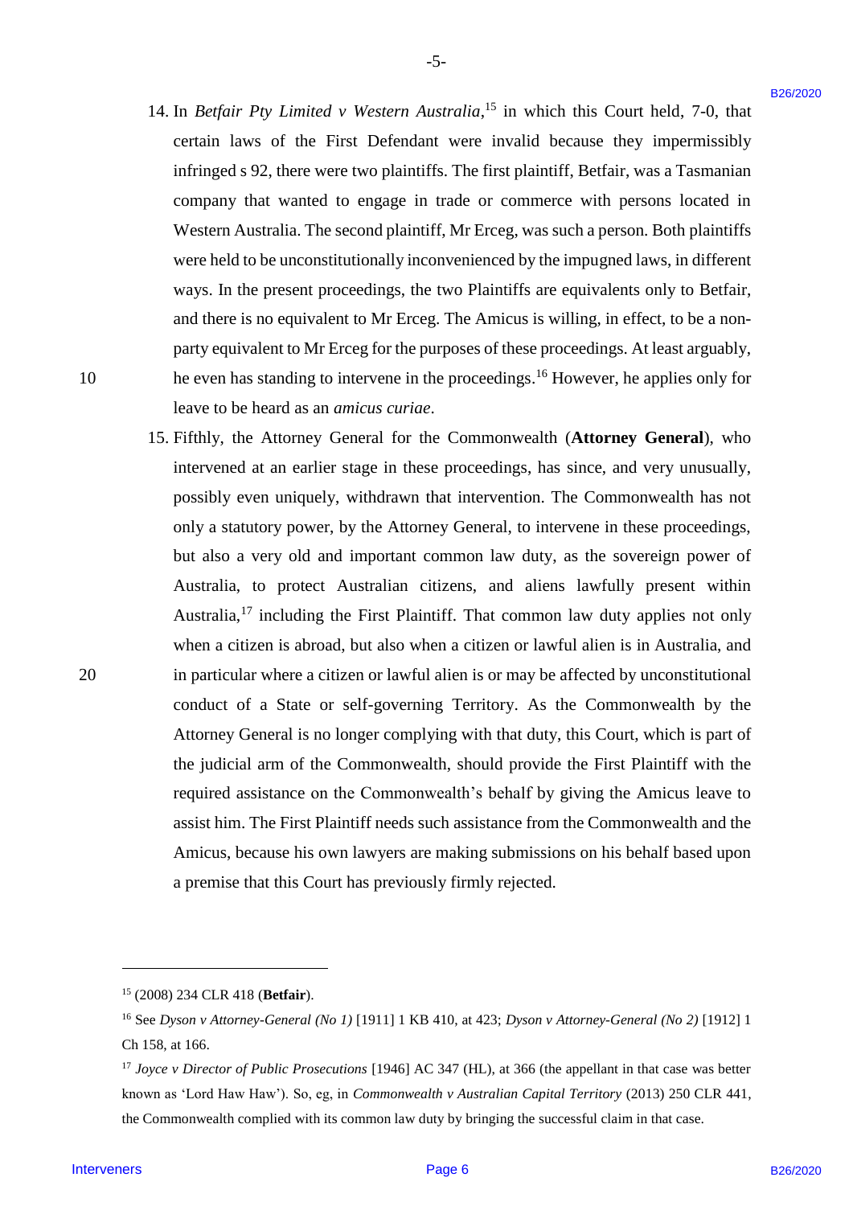14. In *Betfair Pty Limited v Western Australia*,[15] in which this Court held, 7-0, that certain laws of the First Defendant were invalid because they impermissibly infringed s 92, there were two plaintiffs. The first plaintiff, Betfair, was a Tasmanian company that wanted to engage in trade or commerce with persons located in Western Australia. The second plaintiff, Mr Erceg, was such a person. Both plaintiffs were held to be unconstitutionally inconvenienced by the impugned laws, in different ways. In the present proceedings, the two Plaintiffs are equivalents only to Betfair, and there is no equivalent to Mr Erceg. The Amicus is willing, in effect, to be a non-party equivalent to Mr Erceg for the purposes of these proceedings. At least arguably, he even has standing to intervene in the proceedings.[16] However, he applies only for leave to be heard as an *amicus curiae*.

15. Fifthly, the Attorney General for the Commonwealth (**Attorney General**), who intervened at an earlier stage in these proceedings, has since, and very unusually, possibly even uniquely, withdrawn that intervention. The Commonwealth has not only a statutory power, by the Attorney General, to intervene in these proceedings, but also a very old and important common law duty, as the sovereign power of Australia, to protect Australian citizens, and aliens lawfully present within Australia,[17] including the First Plaintiff. That common law duty applies not only when a citizen is abroad, but also when a citizen or lawful alien is in Australia, and in particular where a citizen or lawful alien is or may be affected by unconstitutional conduct of a State or self-governing Territory. As the Commonwealth by the Attorney General is no longer complying with that duty, this Court, which is part of the judicial arm of the Commonwealth, should provide the First Plaintiff with the required assistance on the Commonwealth's behalf by giving the Amicus leave to assist him. The First Plaintiff needs such assistance from the Commonwealth and the Amicus, because his own lawyers are making submissions on his behalf based upon a premise that this Court has previously firmly rejected.

---

[15] (2008) 234 CLR 418 (**Betfair**).

[16] See *Dyson v Attorney-General (No 1)* [1911] 1 KB 410, at 423; *Dyson v Attorney-General (No 2)* [1912] 1 Ch 158, at 166.

[17] *Joyce v Director of Public Prosecutions* [1946] AC 347 (HL), at 366 (the appellant in that case was better known as 'Lord Haw Haw'). So, eg, in *Commonwealth v Australian Capital Territory* (2013) 250 CLR 441, the Commonwealth complied with its common law duty by bringing the successful claim in that case.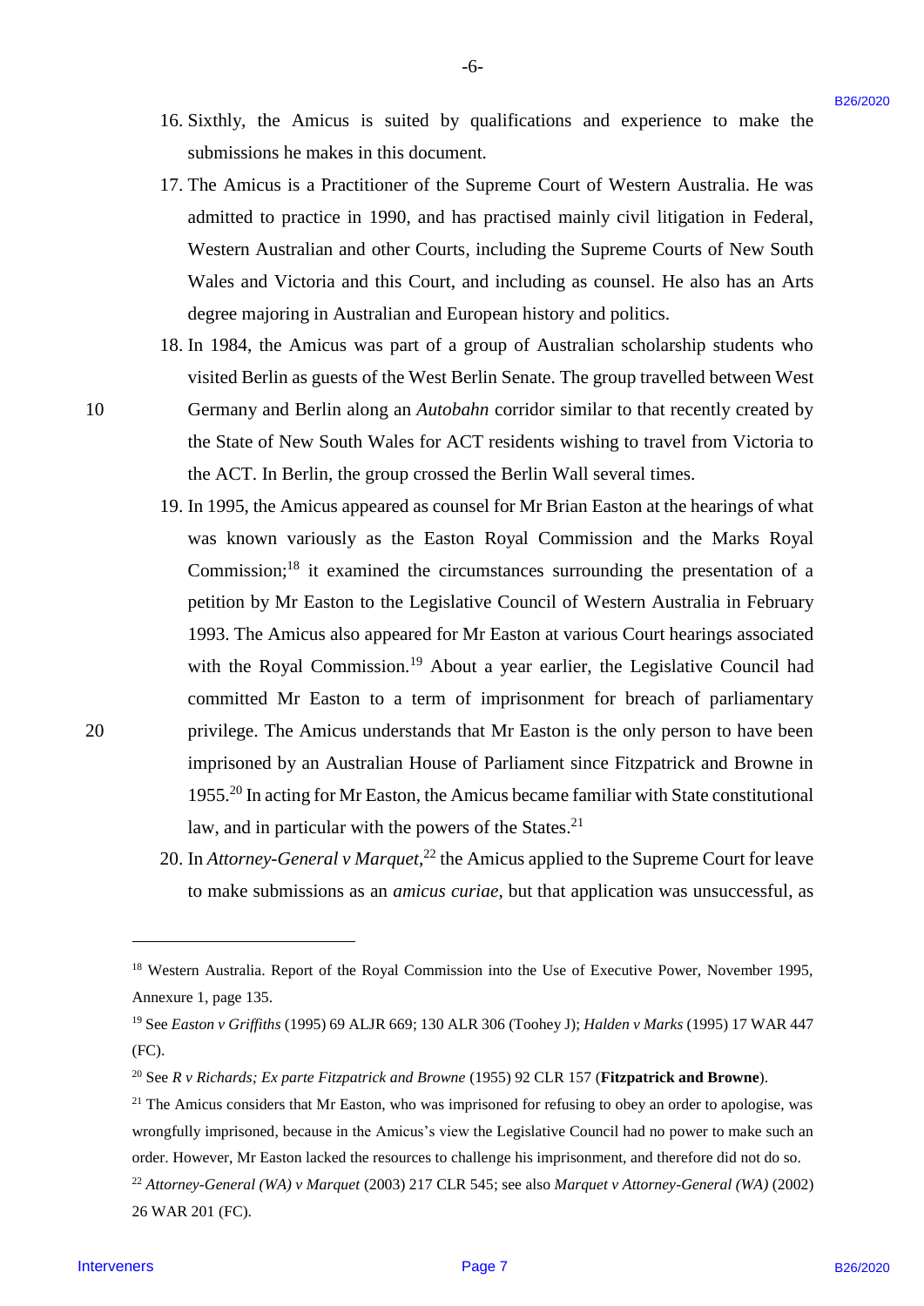16. Sixthly, the Amicus is suited by qualifications and experience to make the submissions he makes in this document.

17. The Amicus is a Practitioner of the Supreme Court of Western Australia. He was admitted to practice in 1990, and has practised mainly civil litigation in Federal, Western Australian and other Courts, including the Supreme Courts of New South Wales and Victoria and this Court, and including as counsel. He also has an Arts degree majoring in Australian and European history and politics.

18. In 1984, the Amicus was part of a group of Australian scholarship students who visited Berlin as guests of the West Berlin Senate. The group travelled between West Germany and Berlin along an *Autobahn* corridor similar to that recently created by the State of New South Wales for ACT residents wishing to travel from Victoria to the ACT. In Berlin, the group crossed the Berlin Wall several times.

19. In 1995, the Amicus appeared as counsel for Mr Brian Easton at the hearings of what was known variously as the Easton Royal Commission and the Marks Royal Commission;[18] it examined the circumstances surrounding the presentation of a petition by Mr Easton to the Legislative Council of Western Australia in February 1993. The Amicus also appeared for Mr Easton at various Court hearings associated with the Royal Commission.[19] About a year earlier, the Legislative Council had committed Mr Easton to a term of imprisonment for breach of parliamentary privilege. The Amicus understands that Mr Easton is the only person to have been imprisoned by an Australian House of Parliament since Fitzpatrick and Browne in 1955.[20] In acting for Mr Easton, the Amicus became familiar with State constitutional law, and in particular with the powers of the States.[21]

20. In *Attorney-General v Marquet*,[22] the Amicus applied to the Supreme Court for leave to make submissions as an *amicus curiae*, but that application was unsuccessful, as

---

[18] Western Australia. Report of the Royal Commission into the Use of Executive Power, November 1995, Annexure 1, page 135.

[19] See *Easton v Griffiths* (1995) 69 ALJR 669; 130 ALR 306 (Toohey J); *Halden v Marks* (1995) 17 WAR 447 (FC).

[20] See *R v Richards; Ex parte Fitzpatrick and Browne* (1955) 92 CLR 157 (**Fitzpatrick and Browne**).

[21] The Amicus considers that Mr Easton, who was imprisoned for refusing to obey an order to apologise, was wrongfully imprisoned, because in the Amicus's view the Legislative Council had no power to make such an order. However, Mr Easton lacked the resources to challenge his imprisonment, and therefore did not do so.

[22] *Attorney-General (WA) v Marquet* (2003) 217 CLR 545; see also *Marquet v Attorney-General (WA)* (2002) 26 WAR 201 (FC).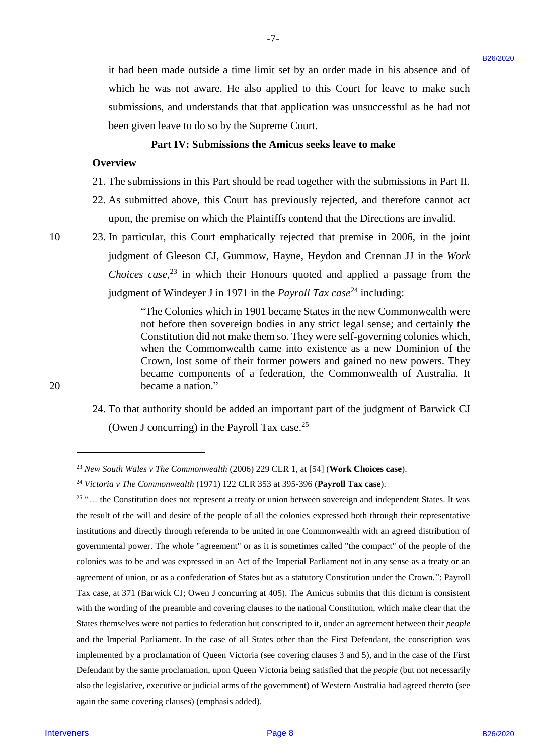it had been made outside a time limit set by an order made in his absence and of which he was not aware. He also applied to this Court for leave to make such submissions, and understands that that application was unsuccessful as he had not been given leave to do so by the Supreme Court.

## Part IV: Submissions the Amicus seeks leave to make

### Overview

21. The submissions in this Part should be read together with the submissions in Part II.

22. As submitted above, this Court has previously rejected, and therefore cannot act upon, the premise on which the Plaintiffs contend that the Directions are invalid.

23. In particular, this Court emphatically rejected that premise in 2006, in the joint judgment of Gleeson CJ, Gummow, Hayne, Heydon and Crennan JJ in the *Work Choices case*,[23] in which their Honours quoted and applied a passage from the judgment of Windeyer J in 1971 in the *Payroll Tax case*[24] including:

> "The Colonies which in 1901 became States in the new Commonwealth were not before then sovereign bodies in any strict legal sense; and certainly the Constitution did not make them so. They were self-governing colonies which, when the Commonwealth came into existence as a new Dominion of the Crown, lost some of their former powers and gained no new powers. They became components of a federation, the Commonwealth of Australia. It became a nation."

24. To that authority should be added an important part of the judgment of Barwick CJ (Owen J concurring) in the Payroll Tax case.[25]

---

[23] *New South Wales v The Commonwealth* (2006) 229 CLR 1, at [54] (**Work Choices case**).

[24] *Victoria v The Commonwealth* (1971) 122 CLR 353 at 395-396 (**Payroll Tax case**).

[25] "… the Constitution does not represent a treaty or union between sovereign and independent States. It was the result of the will and desire of the people of all the colonies expressed both through their representative institutions and directly through referenda to be united in one Commonwealth with an agreed distribution of governmental power. The whole "agreement" or as it is sometimes called "the compact" of the people of the colonies was to be and was expressed in an Act of the Imperial Parliament not in any sense as a treaty or an agreement of union, or as a confederation of States but as a statutory Constitution under the Crown.": Payroll Tax case, at 371 (Barwick CJ; Owen J concurring at 405). The Amicus submits that this dictum is consistent with the wording of the preamble and covering clauses to the national Constitution, which make clear that the States themselves were not parties to federation but conscripted to it, under an agreement between their *people* and the Imperial Parliament. In the case of all States other than the First Defendant, the conscription was implemented by a proclamation of Queen Victoria (see covering clauses 3 and 5), and in the case of the First Defendant by the same proclamation, upon Queen Victoria being satisfied that the *people* (but not necessarily also the legislative, executive or judicial arms of the government) of Western Australia had agreed thereto (see again the same covering clauses) (emphasis added).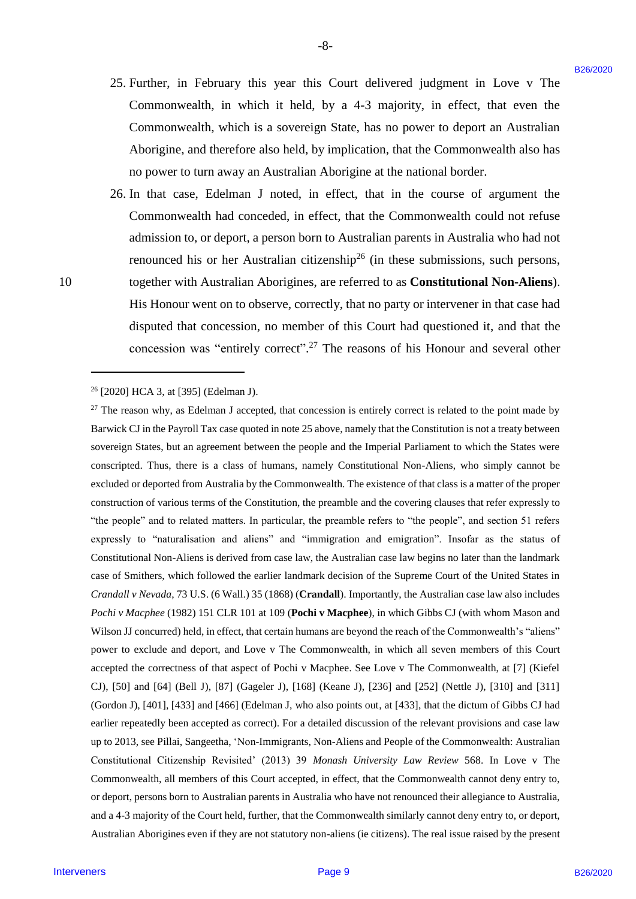25. Further, in February this year this Court delivered judgment in Love v The Commonwealth, in which it held, by a 4-3 majority, in effect, that even the Commonwealth, which is a sovereign State, has no power to deport an Australian Aborigine, and therefore also held, by implication, that the Commonwealth also has no power to turn away an Australian Aborigine at the national border.

26. In that case, Edelman J noted, in effect, that in the course of argument the Commonwealth had conceded, in effect, that the Commonwealth could not refuse admission to, or deport, a person born to Australian parents in Australia who had not renounced his or her Australian citizenship[26] (in these submissions, such persons, together with Australian Aborigines, are referred to as **Constitutional Non-Aliens**). His Honour went on to observe, correctly, that no party or intervener in that case had disputed that concession, no member of this Court had questioned it, and that the concession was "entirely correct".[27] The reasons of his Honour and several other

---

[26] [2020] HCA 3, at [395] (Edelman J).

[27] The reason why, as Edelman J accepted, that concession is entirely correct is related to the point made by Barwick CJ in the Payroll Tax case quoted in note 25 above, namely that the Constitution is not a treaty between sovereign States, but an agreement between the people and the Imperial Parliament to which the States were conscripted. Thus, there is a class of humans, namely Constitutional Non-Aliens, who simply cannot be excluded or deported from Australia by the Commonwealth. The existence of that class is a matter of the proper construction of various terms of the Constitution, the preamble and the covering clauses that refer expressly to "the people" and to related matters. In particular, the preamble refers to "the people", and section 51 refers expressly to "naturalisation and aliens" and "immigration and emigration". Insofar as the status of Constitutional Non-Aliens is derived from case law, the Australian case law begins no later than the landmark case of Smithers, which followed the earlier landmark decision of the Supreme Court of the United States in *Crandall v Nevada*, 73 U.S. (6 Wall.) 35 (1868) (**Crandall**). Importantly, the Australian case law also includes *Pochi v Macphee* (1982) 151 CLR 101 at 109 (**Pochi v Macphee**), in which Gibbs CJ (with whom Mason and Wilson JJ concurred) held, in effect, that certain humans are beyond the reach of the Commonwealth's "aliens" power to exclude and deport, and Love v The Commonwealth, in which all seven members of this Court accepted the correctness of that aspect of Pochi v Macphee. See Love v The Commonwealth, at [7] (Kiefel CJ), [50] and [64] (Bell J), [87] (Gageler J), [168] (Keane J), [236] and [252] (Nettle J), [310] and [311] (Gordon J), [401], [433] and [466] (Edelman J, who also points out, at [433], that the dictum of Gibbs CJ had earlier repeatedly been accepted as correct). For a detailed discussion of the relevant provisions and case law up to 2013, see Pillai, Sangeetha, 'Non-Immigrants, Non-Aliens and People of the Commonwealth: Australian Constitutional Citizenship Revisited' (2013) 39 *Monash University Law Review* 568. In Love v The Commonwealth, all members of this Court accepted, in effect, that the Commonwealth cannot deny entry to, or deport, persons born to Australian parents in Australia who have not renounced their allegiance to Australia, and a 4-3 majority of the Court held, further, that the Commonwealth similarly cannot deny entry to, or deport, Australian Aborigines even if they are not statutory non-aliens (ie citizens). The real issue raised by the present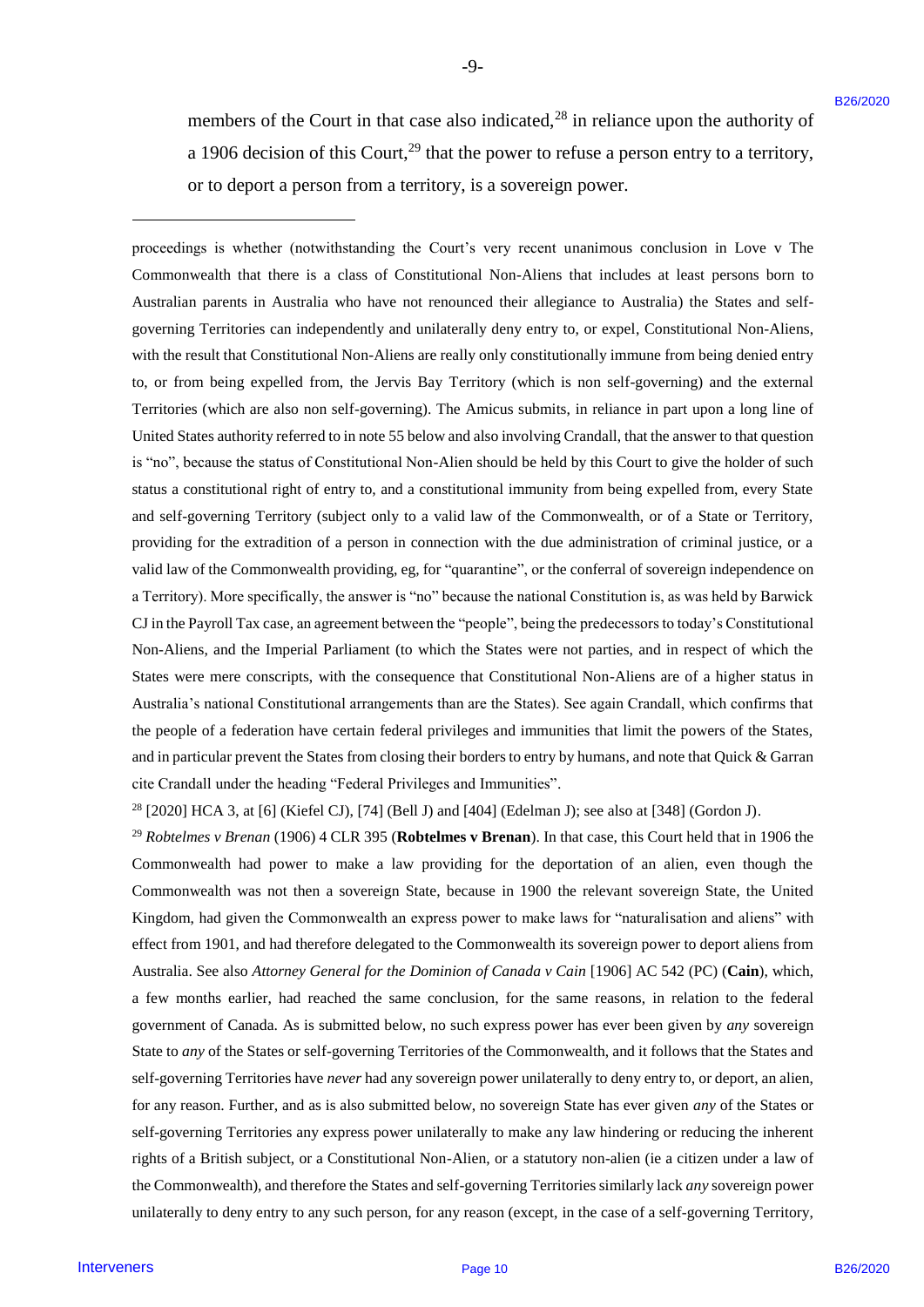members of the Court in that case also indicated,[28] in reliance upon the authority of a 1906 decision of this Court,[29] that the power to refuse a person entry to a territory, or to deport a person from a territory, is a sovereign power.

---

proceedings is whether (notwithstanding the Court's very recent unanimous conclusion in Love v The Commonwealth that there is a class of Constitutional Non-Aliens that includes at least persons born to Australian parents in Australia who have not renounced their allegiance to Australia) the States and self-governing Territories can independently and unilaterally deny entry to, or expel, Constitutional Non-Aliens, with the result that Constitutional Non-Aliens are really only constitutionally immune from being denied entry to, or from being expelled from, the Jervis Bay Territory (which is non self-governing) and the external Territories (which are also non self-governing). The Amicus submits, in reliance in part upon a long line of United States authority referred to in note 55 below and also involving Crandall, that the answer to that question is "no", because the status of Constitutional Non-Alien should be held by this Court to give the holder of such status a constitutional right of entry to, and a constitutional immunity from being expelled from, every State and self-governing Territory (subject only to a valid law of the Commonwealth, or of a State or Territory, providing for the extradition of a person in connection with the due administration of criminal justice, or a valid law of the Commonwealth providing, eg, for "quarantine", or the conferral of sovereign independence on a Territory). More specifically, the answer is "no" because the national Constitution is, as was held by Barwick CJ in the Payroll Tax case, an agreement between the "people", being the predecessors to today's Constitutional Non-Aliens, and the Imperial Parliament (to which the States were not parties, and in respect of which the States were mere conscripts, with the consequence that Constitutional Non-Aliens are of a higher status in Australia's national Constitutional arrangements than are the States). See again Crandall, which confirms that the people of a federation have certain federal privileges and immunities that limit the powers of the States, and in particular prevent the States from closing their borders to entry by humans, and note that Quick & Garran cite Crandall under the heading "Federal Privileges and Immunities".

[28] [2020] HCA 3, at [6] (Kiefel CJ), [74] (Bell J) and [404] (Edelman J); see also at [348] (Gordon J).

[29] *Robtelmes v Brenan* (1906) 4 CLR 395 (**Robtelmes v Brenan**). In that case, this Court held that in 1906 the Commonwealth had power to make a law providing for the deportation of an alien, even though the Commonwealth was not then a sovereign State, because in 1900 the relevant sovereign State, the United Kingdom, had given the Commonwealth an express power to make laws for "naturalisation and aliens" with effect from 1901, and had therefore delegated to the Commonwealth its sovereign power to deport aliens from Australia. See also *Attorney General for the Dominion of Canada v Cain* [1906] AC 542 (PC) (**Cain**), which, a few months earlier, had reached the same conclusion, for the same reasons, in relation to the federal government of Canada. As is submitted below, no such express power has ever been given by *any* sovereign State to *any* of the States or self-governing Territories of the Commonwealth, and it follows that the States and self-governing Territories have *never* had any sovereign power unilaterally to deny entry to, or deport, an alien, for any reason. Further, and as is also submitted below, no sovereign State has ever given *any* of the States or self-governing Territories any express power unilaterally to make any law hindering or reducing the inherent rights of a British subject, or a Constitutional Non-Alien, or a statutory non-alien (ie a citizen under a law of the Commonwealth), and therefore the States and self-governing Territories similarly lack *any* sovereign power unilaterally to deny entry to any such person, for any reason (except, in the case of a self-governing Territory,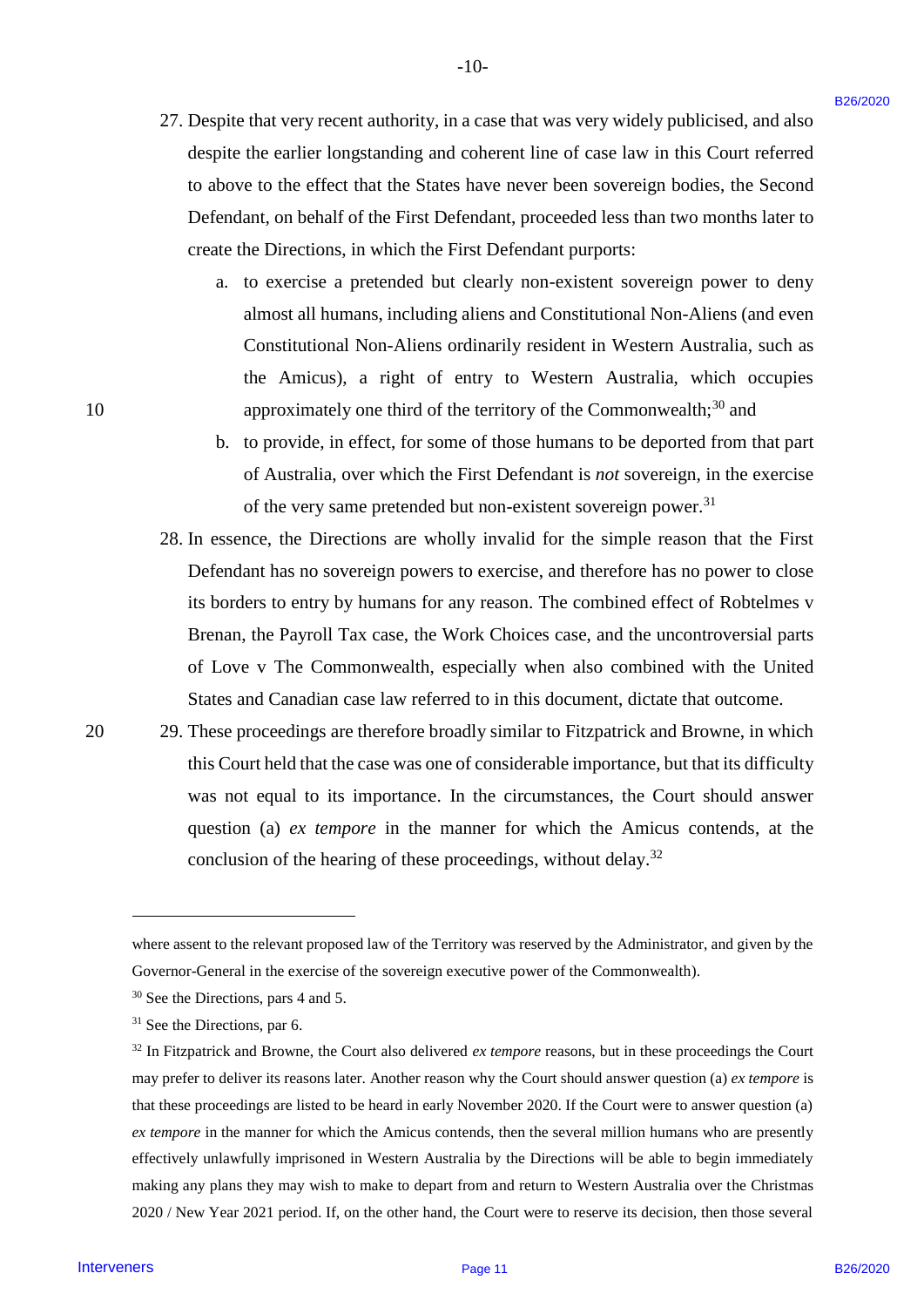27. Despite that very recent authority, in a case that was very widely publicised, and also despite the earlier longstanding and coherent line of case law in this Court referred to above to the effect that the States have never been sovereign bodies, the Second Defendant, on behalf of the First Defendant, proceeded less than two months later to create the Directions, in which the First Defendant purports:

    a. to exercise a pretended but clearly non-existent sovereign power to deny almost all humans, including aliens and Constitutional Non-Aliens (and even Constitutional Non-Aliens ordinarily resident in Western Australia, such as the Amicus), a right of entry to Western Australia, which occupies approximately one third of the territory of the Commonwealth;[30] and

    b. to provide, in effect, for some of those humans to be deported from that part of Australia, over which the First Defendant is *not* sovereign, in the exercise of the very same pretended but non-existent sovereign power.[31]

28. In essence, the Directions are wholly invalid for the simple reason that the First Defendant has no sovereign powers to exercise, and therefore has no power to close its borders to entry by humans for any reason. The combined effect of Robtelmes v Brenan, the Payroll Tax case, the Work Choices case, and the uncontroversial parts of Love v The Commonwealth, especially when also combined with the United States and Canadian case law referred to in this document, dictate that outcome.

29. These proceedings are therefore broadly similar to Fitzpatrick and Browne, in which this Court held that the case was one of considerable importance, but that its difficulty was not equal to its importance. In the circumstances, the Court should answer question (a) *ex tempore* in the manner for which the Amicus contends, at the conclusion of the hearing of these proceedings, without delay.[32]

---

where assent to the relevant proposed law of the Territory was reserved by the Administrator, and given by the Governor-General in the exercise of the sovereign executive power of the Commonwealth).

[30] See the Directions, pars 4 and 5.

[31] See the Directions, par 6.

[32] In Fitzpatrick and Browne, the Court also delivered *ex tempore* reasons, but in these proceedings the Court may prefer to deliver its reasons later. Another reason why the Court should answer question (a) *ex tempore* is that these proceedings are listed to be heard in early November 2020. If the Court were to answer question (a) *ex tempore* in the manner for which the Amicus contends, then the several million humans who are presently effectively unlawfully imprisoned in Western Australia by the Directions will be able to begin immediately making any plans they may wish to make to depart from and return to Western Australia over the Christmas 2020 / New Year 2021 period. If, on the other hand, the Court were to reserve its decision, then those several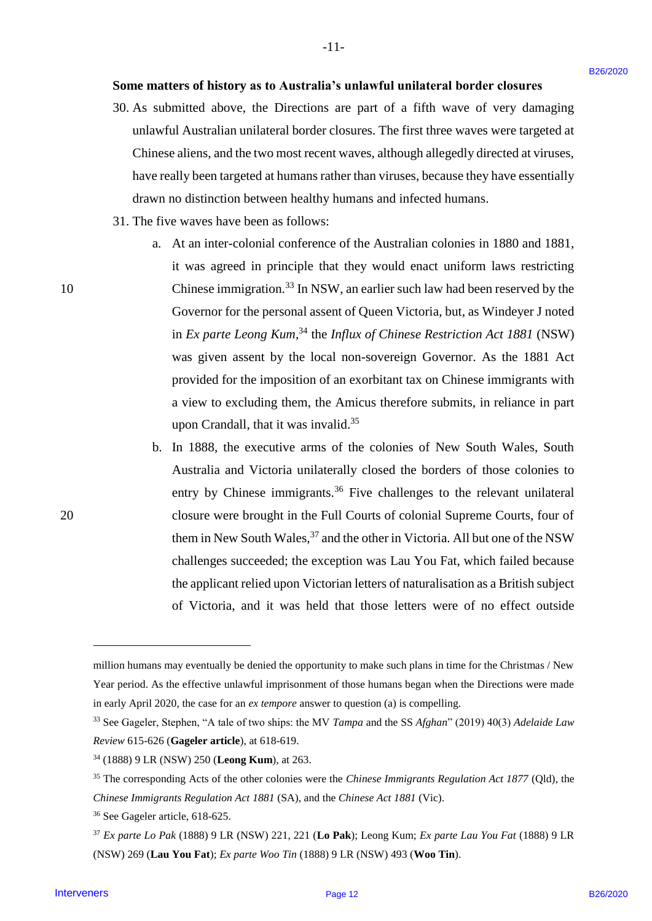**Some matters of history as to Australia's unlawful unilateral border closures**

30. As submitted above, the Directions are part of a fifth wave of very damaging unlawful Australian unilateral border closures. The first three waves were targeted at Chinese aliens, and the two most recent waves, although allegedly directed at viruses, have really been targeted at humans rather than viruses, because they have essentially drawn no distinction between healthy humans and infected humans.

31. The five waves have been as follows:

    a. At an inter-colonial conference of the Australian colonies in 1880 and 1881, it was agreed in principle that they would enact uniform laws restricting Chinese immigration.[33] In NSW, an earlier such law had been reserved by the Governor for the personal assent of Queen Victoria, but, as Windeyer J noted in *Ex parte Leong Kum*,[34] the *Influx of Chinese Restriction Act 1881* (NSW) was given assent by the local non-sovereign Governor. As the 1881 Act provided for the imposition of an exorbitant tax on Chinese immigrants with a view to excluding them, the Amicus therefore submits, in reliance in part upon Crandall, that it was invalid.[35]

    b. In 1888, the executive arms of the colonies of New South Wales, South Australia and Victoria unilaterally closed the borders of those colonies to entry by Chinese immigrants.[36] Five challenges to the relevant unilateral closure were brought in the Full Courts of colonial Supreme Courts, four of them in New South Wales,[37] and the other in Victoria. All but one of the NSW challenges succeeded; the exception was Lau You Fat, which failed because the applicant relied upon Victorian letters of naturalisation as a British subject of Victoria, and it was held that those letters were of no effect outside

---

million humans may eventually be denied the opportunity to make such plans in time for the Christmas / New Year period. As the effective unlawful imprisonment of those humans began when the Directions were made in early April 2020, the case for an *ex tempore* answer to question (a) is compelling.

[33] See Gageler, Stephen, "A tale of two ships: the MV *Tampa* and the SS *Afghan*" (2019) 40(3) *Adelaide Law Review* 615-626 (**Gageler article**), at 618-619.

[34] (1888) 9 LR (NSW) 250 (**Leong Kum**), at 263.

[35] The corresponding Acts of the other colonies were the *Chinese Immigrants Regulation Act 1877* (Qld), the *Chinese Immigrants Regulation Act 1881* (SA), and the *Chinese Act 1881* (Vic).

[36] See Gageler article, 618-625.

[37] *Ex parte Lo Pak* (1888) 9 LR (NSW) 221, 221 (**Lo Pak**); Leong Kum; *Ex parte Lau You Fat* (1888) 9 LR (NSW) 269 (**Lau You Fat**); *Ex parte Woo Tin* (1888) 9 LR (NSW) 493 (**Woo Tin**).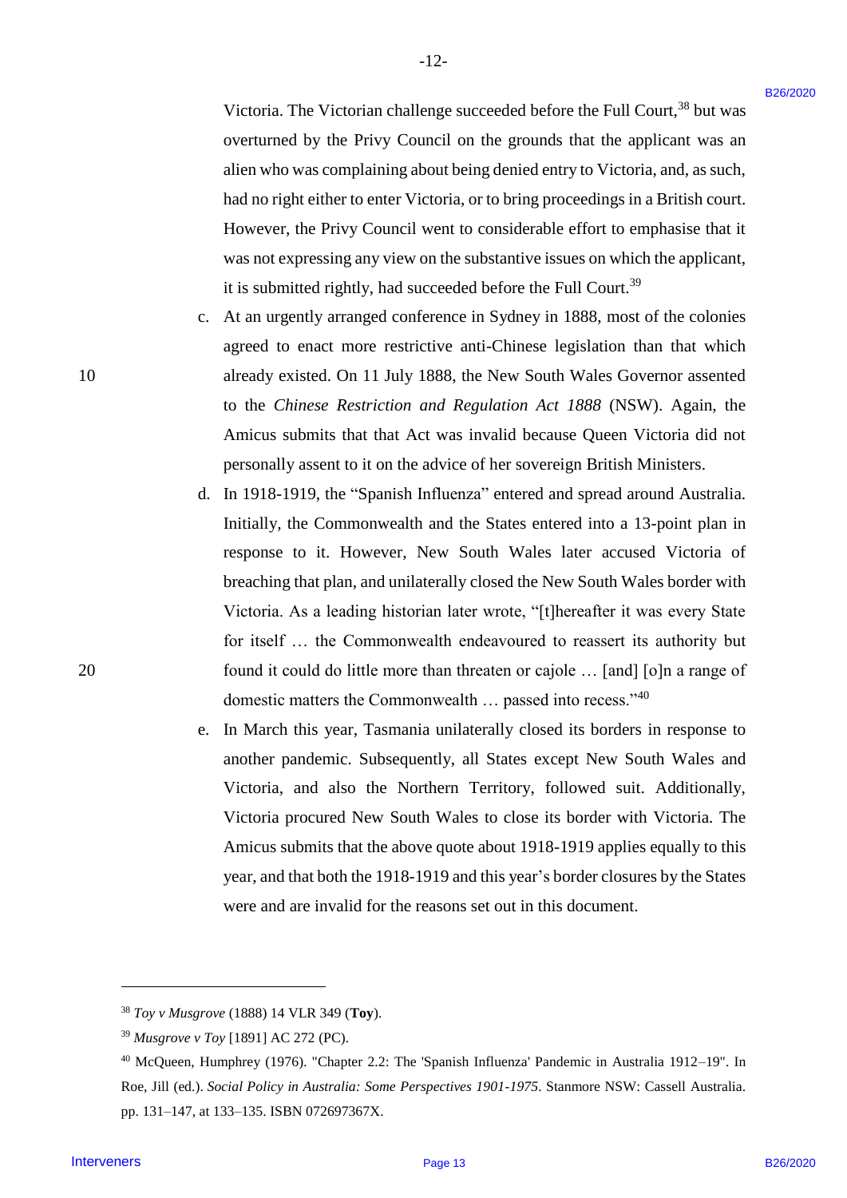Victoria. The Victorian challenge succeeded before the Full Court,[38] but was overturned by the Privy Council on the grounds that the applicant was an alien who was complaining about being denied entry to Victoria, and, as such, had no right either to enter Victoria, or to bring proceedings in a British court. However, the Privy Council went to considerable effort to emphasise that it was not expressing any view on the substantive issues on which the applicant, it is submitted rightly, had succeeded before the Full Court.[39]

c. At an urgently arranged conference in Sydney in 1888, most of the colonies agreed to enact more restrictive anti-Chinese legislation than that which already existed. On 11 July 1888, the New South Wales Governor assented to the *Chinese Restriction and Regulation Act 1888* (NSW). Again, the Amicus submits that that Act was invalid because Queen Victoria did not personally assent to it on the advice of her sovereign British Ministers.

d. In 1918-1919, the "Spanish Influenza" entered and spread around Australia. Initially, the Commonwealth and the States entered into a 13-point plan in response to it. However, New South Wales later accused Victoria of breaching that plan, and unilaterally closed the New South Wales border with Victoria. As a leading historian later wrote, "[t]hereafter it was every State for itself … the Commonwealth endeavoured to reassert its authority but found it could do little more than threaten or cajole … [and] [o]n a range of domestic matters the Commonwealth … passed into recess."[40]

e. In March this year, Tasmania unilaterally closed its borders in response to another pandemic. Subsequently, all States except New South Wales and Victoria, and also the Northern Territory, followed suit. Additionally, Victoria procured New South Wales to close its border with Victoria. The Amicus submits that the above quote about 1918-1919 applies equally to this year, and that both the 1918-1919 and this year's border closures by the States were and are invalid for the reasons set out in this document.

---

[38] *Toy v Musgrove* (1888) 14 VLR 349 (**Toy**).

[39] *Musgrove v Toy* [1891] AC 272 (PC).

[40] McQueen, Humphrey (1976). "Chapter 2.2: The 'Spanish Influenza' Pandemic in Australia 1912–19". In Roe, Jill (ed.). *Social Policy in Australia: Some Perspectives 1901-1975*. Stanmore NSW: Cassell Australia. pp. 131–147, at 133–135. ISBN 072697367X.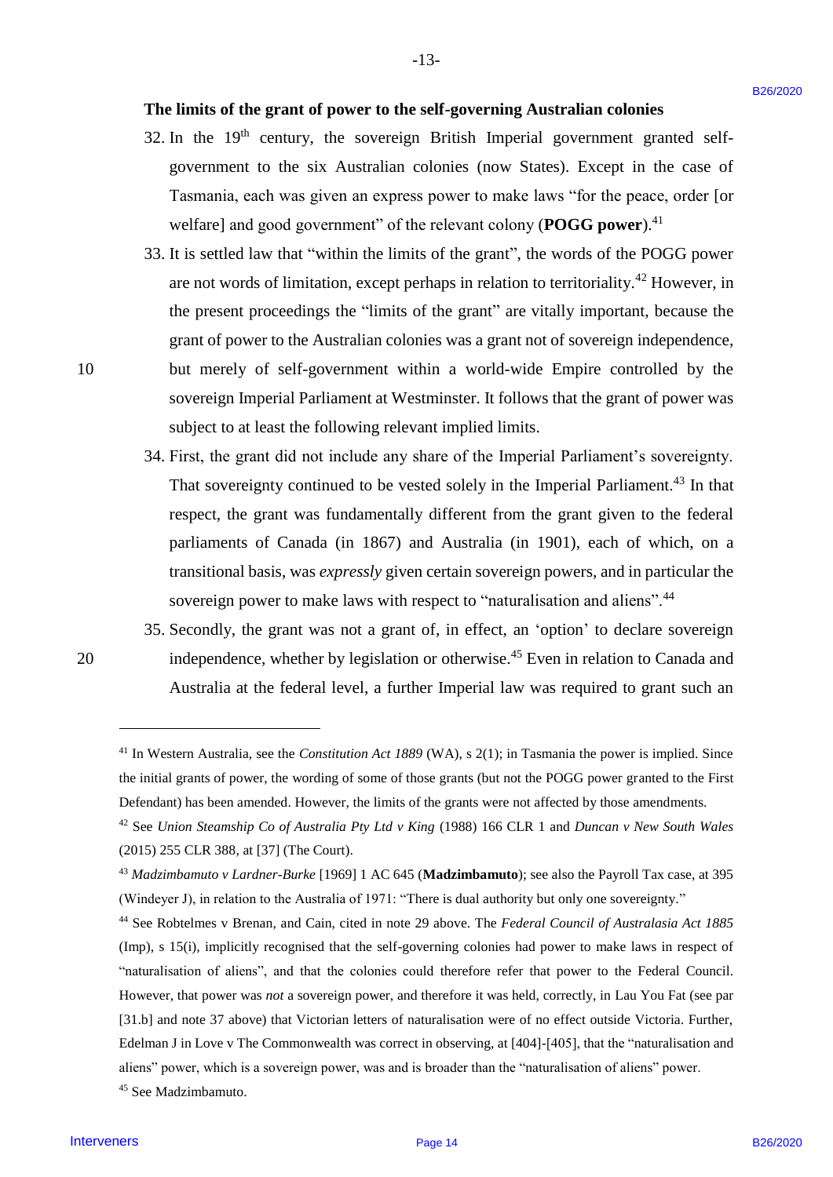**The limits of the grant of power to the self-governing Australian colonies**

32. In the 19th century, the sovereign British Imperial government granted self-government to the six Australian colonies (now States). Except in the case of Tasmania, each was given an express power to make laws "for the peace, order [or welfare] and good government" of the relevant colony (**POGG power**).[41]

33. It is settled law that "within the limits of the grant", the words of the POGG power are not words of limitation, except perhaps in relation to territoriality.[42] However, in the present proceedings the "limits of the grant" are vitally important, because the grant of power to the Australian colonies was a grant not of sovereign independence, but merely of self-government within a world-wide Empire controlled by the sovereign Imperial Parliament at Westminster. It follows that the grant of power was subject to at least the following relevant implied limits.

34. First, the grant did not include any share of the Imperial Parliament's sovereignty. That sovereignty continued to be vested solely in the Imperial Parliament.[43] In that respect, the grant was fundamentally different from the grant given to the federal parliaments of Canada (in 1867) and Australia (in 1901), each of which, on a transitional basis, was *expressly* given certain sovereign powers, and in particular the sovereign power to make laws with respect to "naturalisation and aliens".[44]

35. Secondly, the grant was not a grant of, in effect, an 'option' to declare sovereign independence, whether by legislation or otherwise.[45] Even in relation to Canada and Australia at the federal level, a further Imperial law was required to grant such an

---

[41] In Western Australia, see the *Constitution Act 1889* (WA), s 2(1); in Tasmania the power is implied. Since the initial grants of power, the wording of some of those grants (but not the POGG power granted to the First Defendant) has been amended. However, the limits of the grants were not affected by those amendments.

[42] See *Union Steamship Co of Australia Pty Ltd v King* (1988) 166 CLR 1 and *Duncan v New South Wales* (2015) 255 CLR 388, at [37] (The Court).

[43] *Madzimbamuto v Lardner-Burke* [1969] 1 AC 645 (**Madzimbamuto**); see also the Payroll Tax case, at 395 (Windeyer J), in relation to the Australia of 1971: "There is dual authority but only one sovereignty."

[44] See Robtelmes v Brenan, and Cain, cited in note 29 above. The *Federal Council of Australasia Act 1885* (Imp), s 15(i), implicitly recognised that the self-governing colonies had power to make laws in respect of "naturalisation of aliens", and that the colonies could therefore refer that power to the Federal Council. However, that power was *not* a sovereign power, and therefore it was held, correctly, in Lau You Fat (see par [31.b] and note 37 above) that Victorian letters of naturalisation were of no effect outside Victoria. Further, Edelman J in Love v The Commonwealth was correct in observing, at [404]-[405], that the "naturalisation and aliens" power, which is a sovereign power, was and is broader than the "naturalisation of aliens" power.

[45] See Madzimbamuto.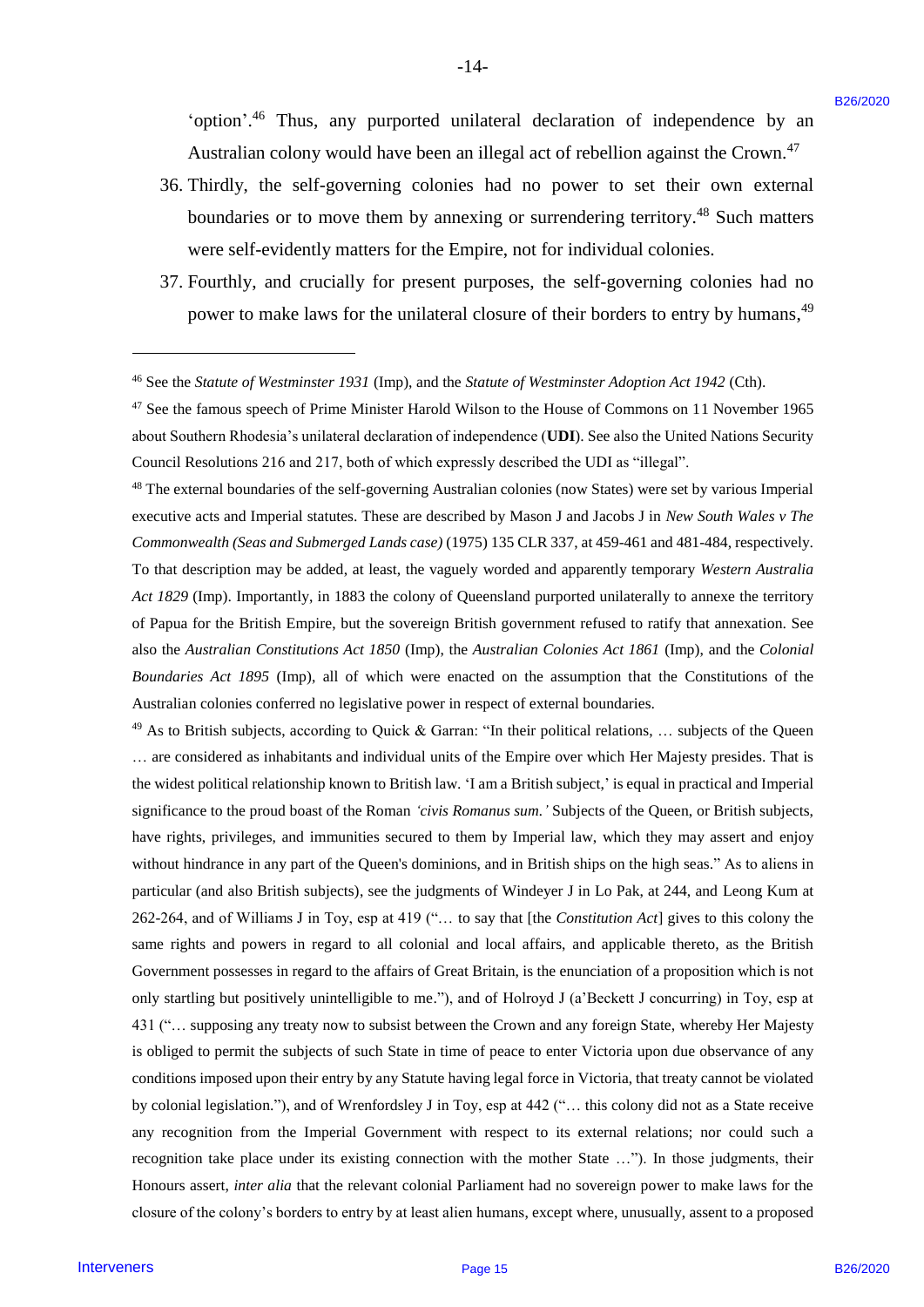'option'.[46] Thus, any purported unilateral declaration of independence by an Australian colony would have been an illegal act of rebellion against the Crown.[47]

36. Thirdly, the self-governing colonies had no power to set their own external boundaries or to move them by annexing or surrendering territory.[48] Such matters were self-evidently matters for the Empire, not for individual colonies.

37. Fourthly, and crucially for present purposes, the self-governing colonies had no power to make laws for the unilateral closure of their borders to entry by humans,[49]

---

[46] See the *Statute of Westminster 1931* (Imp), and the *Statute of Westminster Adoption Act 1942* (Cth).

[47] See the famous speech of Prime Minister Harold Wilson to the House of Commons on 11 November 1965 about Southern Rhodesia's unilateral declaration of independence (**UDI**). See also the United Nations Security Council Resolutions 216 and 217, both of which expressly described the UDI as "illegal".

[48] The external boundaries of the self-governing Australian colonies (now States) were set by various Imperial executive acts and Imperial statutes. These are described by Mason J and Jacobs J in *New South Wales v The Commonwealth (Seas and Submerged Lands case)* (1975) 135 CLR 337, at 459-461 and 481-484, respectively. To that description may be added, at least, the vaguely worded and apparently temporary *Western Australia Act 1829* (Imp). Importantly, in 1883 the colony of Queensland purported unilaterally to annexe the territory of Papua for the British Empire, but the sovereign British government refused to ratify that annexation. See also the *Australian Constitutions Act 1850* (Imp), the *Australian Colonies Act 1861* (Imp), and the *Colonial Boundaries Act 1895* (Imp), all of which were enacted on the assumption that the Constitutions of the Australian colonies conferred no legislative power in respect of external boundaries.

[49] As to British subjects, according to Quick & Garran: "In their political relations, … subjects of the Queen … are considered as inhabitants and individual units of the Empire over which Her Majesty presides. That is the widest political relationship known to British law. 'I am a British subject,' is equal in practical and Imperial significance to the proud boast of the Roman *'civis Romanus sum.'* Subjects of the Queen, or British subjects, have rights, privileges, and immunities secured to them by Imperial law, which they may assert and enjoy without hindrance in any part of the Queen's dominions, and in British ships on the high seas." As to aliens in particular (and also British subjects), see the judgments of Windeyer J in Lo Pak, at 244, and Leong Kum at 262-264, and of Williams J in Toy, esp at 419 ("… to say that [the *Constitution Act*] gives to this colony the same rights and powers in regard to all colonial and local affairs, and applicable thereto, as the British Government possesses in regard to the affairs of Great Britain, is the enunciation of a proposition which is not only startling but positively unintelligible to me."), and of Holroyd J (a'Beckett J concurring) in Toy, esp at 431 ("… supposing any treaty now to subsist between the Crown and any foreign State, whereby Her Majesty is obliged to permit the subjects of such State in time of peace to enter Victoria upon due observance of any conditions imposed upon their entry by any Statute having legal force in Victoria, that treaty cannot be violated by colonial legislation."), and of Wrenfordsley J in Toy, esp at 442 ("… this colony did not as a State receive any recognition from the Imperial Government with respect to its external relations; nor could such a recognition take place under its existing connection with the mother State …"). In those judgments, their Honours assert, *inter alia* that the relevant colonial Parliament had no sovereign power to make laws for the closure of the colony's borders to entry by at least alien humans, except where, unusually, assent to a proposed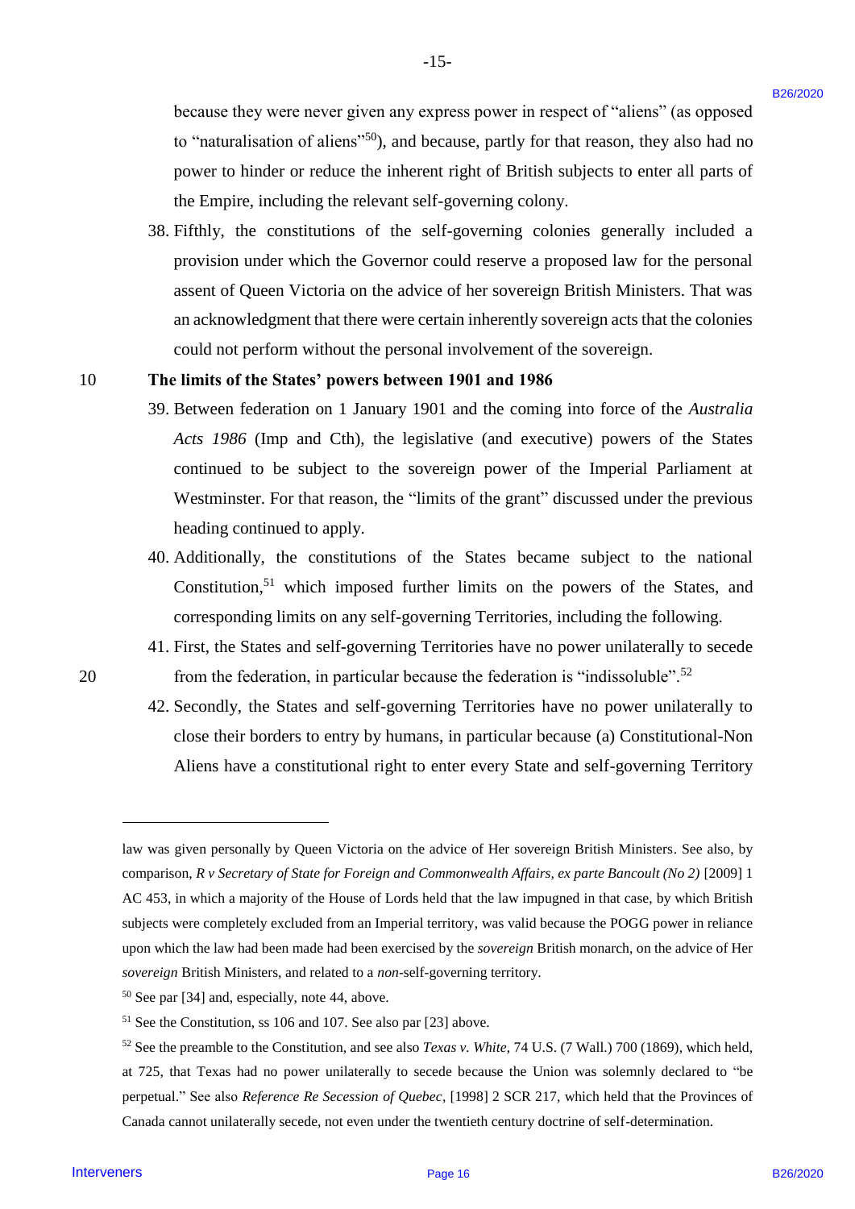because they were never given any express power in respect of "aliens" (as opposed to "naturalisation of aliens"[50]), and because, partly for that reason, they also had no power to hinder or reduce the inherent right of British subjects to enter all parts of the Empire, including the relevant self-governing colony.

38. Fifthly, the constitutions of the self-governing colonies generally included a provision under which the Governor could reserve a proposed law for the personal assent of Queen Victoria on the advice of her sovereign British Ministers. That was an acknowledgment that there were certain inherently sovereign acts that the colonies could not perform without the personal involvement of the sovereign.

**The limits of the States' powers between 1901 and 1986**

39. Between federation on 1 January 1901 and the coming into force of the *Australia Acts 1986* (Imp and Cth), the legislative (and executive) powers of the States continued to be subject to the sovereign power of the Imperial Parliament at Westminster. For that reason, the "limits of the grant" discussed under the previous heading continued to apply.

40. Additionally, the constitutions of the States became subject to the national Constitution,[51] which imposed further limits on the powers of the States, and corresponding limits on any self-governing Territories, including the following.

41. First, the States and self-governing Territories have no power unilaterally to secede from the federation, in particular because the federation is "indissoluble".[52]

42. Secondly, the States and self-governing Territories have no power unilaterally to close their borders to entry by humans, in particular because (a) Constitutional-Non Aliens have a constitutional right to enter every State and self-governing Territory

---

law was given personally by Queen Victoria on the advice of Her sovereign British Ministers. See also, by comparison, *R v Secretary of State for Foreign and Commonwealth Affairs, ex parte Bancoult (No 2)* [2009] 1 AC 453, in which a majority of the House of Lords held that the law impugned in that case, by which British subjects were completely excluded from an Imperial territory, was valid because the POGG power in reliance upon which the law had been made had been exercised by the *sovereign* British monarch, on the advice of Her *sovereign* British Ministers, and related to a *non*-self-governing territory.

[50] See par [34] and, especially, note 44, above.

[51] See the Constitution, ss 106 and 107. See also par [23] above.

[52] See the preamble to the Constitution, and see also *Texas v. White*, 74 U.S. (7 Wall.) 700 (1869), which held, at 725, that Texas had no power unilaterally to secede because the Union was solemnly declared to "be perpetual." See also *Reference Re Secession of Quebec*, [1998] 2 SCR 217, which held that the Provinces of Canada cannot unilaterally secede, not even under the twentieth century doctrine of self-determination.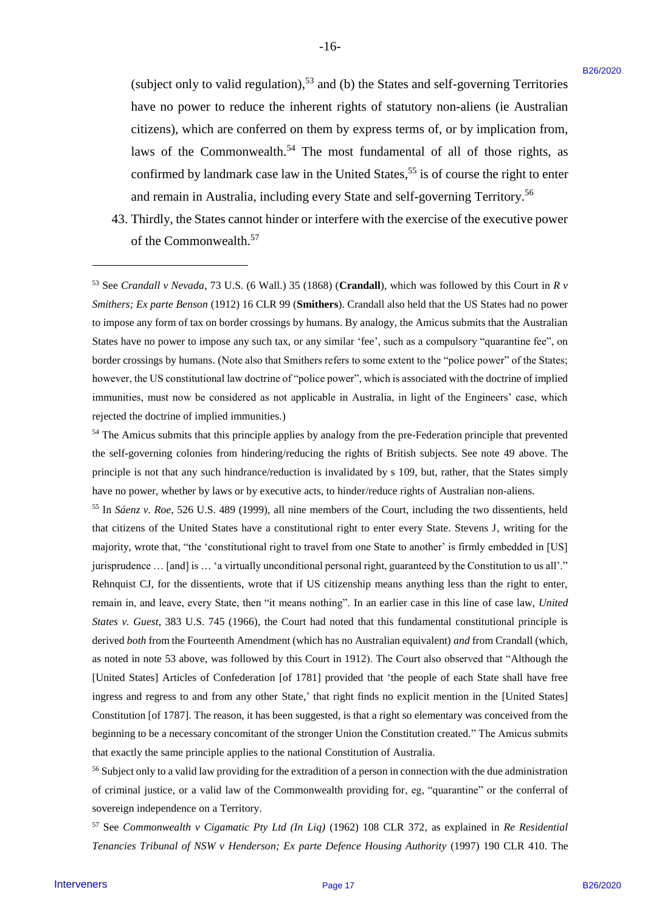(subject only to valid regulation),[53] and (b) the States and self-governing Territories have no power to reduce the inherent rights of statutory non-aliens (ie Australian citizens), which are conferred on them by express terms of, or by implication from, laws of the Commonwealth.[54] The most fundamental of all of those rights, as confirmed by landmark case law in the United States,[55] is of course the right to enter and remain in Australia, including every State and self-governing Territory.[56]

43. Thirdly, the States cannot hinder or interfere with the exercise of the executive power of the Commonwealth.[57]

---

[53] See *Crandall v Nevada*, 73 U.S. (6 Wall.) 35 (1868) (**Crandall**), which was followed by this Court in *R v Smithers; Ex parte Benson* (1912) 16 CLR 99 (**Smithers**). Crandall also held that the US States had no power to impose any form of tax on border crossings by humans. By analogy, the Amicus submits that the Australian States have no power to impose any such tax, or any similar 'fee', such as a compulsory "quarantine fee", on border crossings by humans. (Note also that Smithers refers to some extent to the "police power" of the States; however, the US constitutional law doctrine of "police power", which is associated with the doctrine of implied immunities, must now be considered as not applicable in Australia, in light of the Engineers' case, which rejected the doctrine of implied immunities.)

[54] The Amicus submits that this principle applies by analogy from the pre-Federation principle that prevented the self-governing colonies from hindering/reducing the rights of British subjects. See note 49 above. The principle is not that any such hindrance/reduction is invalidated by s 109, but, rather, that the States simply have no power, whether by laws or by executive acts, to hinder/reduce rights of Australian non-aliens.

[55] In *Sáenz v. Roe*, 526 U.S. 489 (1999), all nine members of the Court, including the two dissentients, held that citizens of the United States have a constitutional right to enter every State. Stevens J, writing for the majority, wrote that, "the 'constitutional right to travel from one State to another' is firmly embedded in [US] jurisprudence … [and] is … 'a virtually unconditional personal right, guaranteed by the Constitution to us all'." Rehnquist CJ, for the dissentients, wrote that if US citizenship means anything less than the right to enter, remain in, and leave, every State, then "it means nothing". In an earlier case in this line of case law, *United States v. Guest*, 383 U.S. 745 (1966), the Court had noted that this fundamental constitutional principle is derived *both* from the Fourteenth Amendment (which has no Australian equivalent) *and* from Crandall (which, as noted in note 53 above, was followed by this Court in 1912). The Court also observed that "Although the [United States] Articles of Confederation [of 1781] provided that 'the people of each State shall have free ingress and regress to and from any other State,' that right finds no explicit mention in the [United States] Constitution [of 1787]. The reason, it has been suggested, is that a right so elementary was conceived from the beginning to be a necessary concomitant of the stronger Union the Constitution created." The Amicus submits that exactly the same principle applies to the national Constitution of Australia.

[56] Subject only to a valid law providing for the extradition of a person in connection with the due administration of criminal justice, or a valid law of the Commonwealth providing for, eg, "quarantine" or the conferral of sovereign independence on a Territory.

[57] See *Commonwealth v Cigamatic Pty Ltd (In Liq)* (1962) 108 CLR 372, as explained in *Re Residential Tenancies Tribunal of NSW v Henderson; Ex parte Defence Housing Authority* (1997) 190 CLR 410. The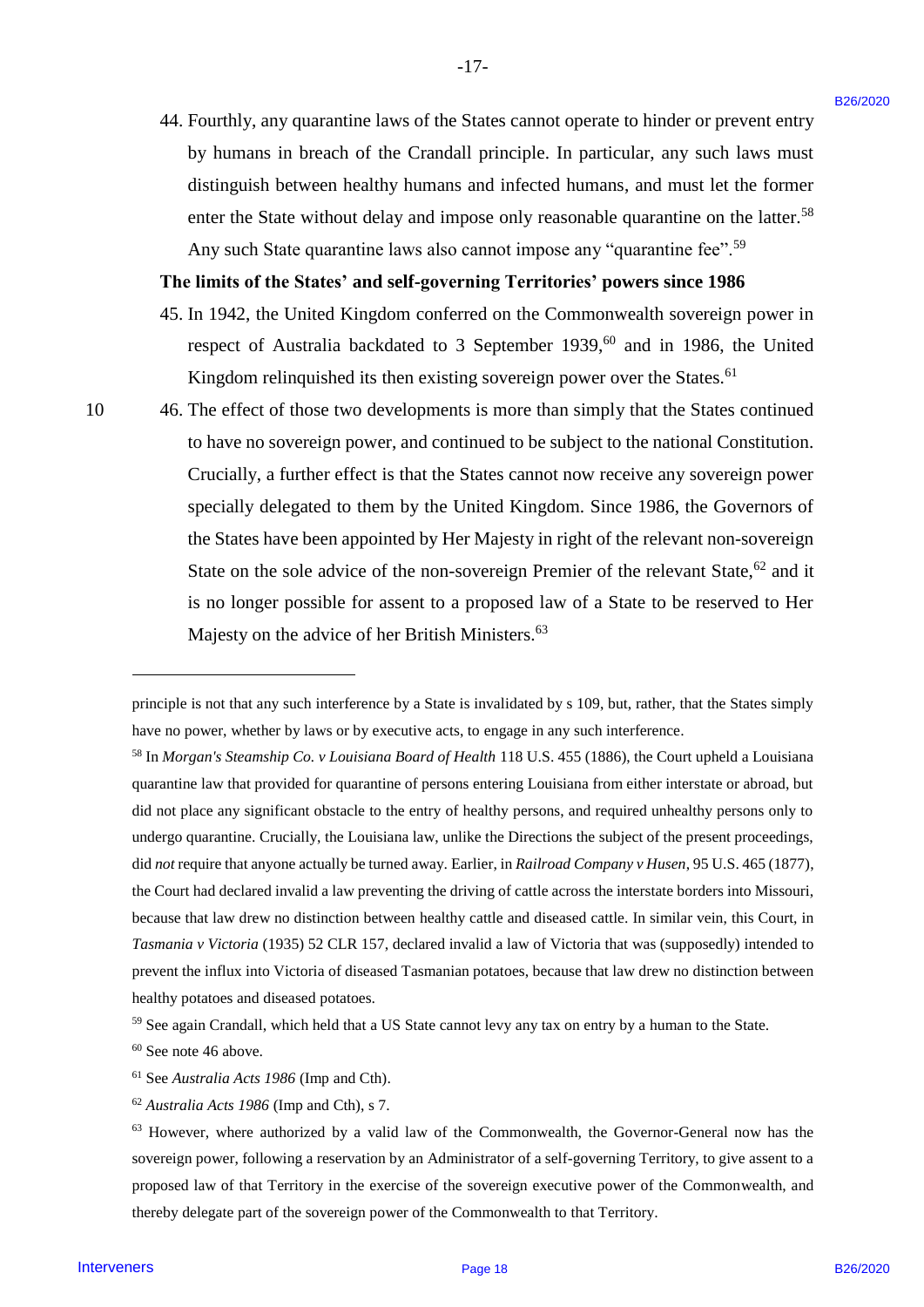44. Fourthly, any quarantine laws of the States cannot operate to hinder or prevent entry by humans in breach of the Crandall principle. In particular, any such laws must distinguish between healthy humans and infected humans, and must let the former enter the State without delay and impose only reasonable quarantine on the latter.[58] Any such State quarantine laws also cannot impose any "quarantine fee".[59]

**The limits of the States' and self-governing Territories' powers since 1986**

45. In 1942, the United Kingdom conferred on the Commonwealth sovereign power in respect of Australia backdated to 3 September 1939,[60] and in 1986, the United Kingdom relinquished its then existing sovereign power over the States.[61]

46. The effect of those two developments is more than simply that the States continued to have no sovereign power, and continued to be subject to the national Constitution. Crucially, a further effect is that the States cannot now receive any sovereign power specially delegated to them by the United Kingdom. Since 1986, the Governors of the States have been appointed by Her Majesty in right of the relevant non-sovereign State on the sole advice of the non-sovereign Premier of the relevant State,[62] and it is no longer possible for assent to a proposed law of a State to be reserved to Her Majesty on the advice of her British Ministers.[63]

---

principle is not that any such interference by a State is invalidated by s 109, but, rather, that the States simply have no power, whether by laws or by executive acts, to engage in any such interference.

[58] In *Morgan's Steamship Co. v Louisiana Board of Health* 118 U.S. 455 (1886), the Court upheld a Louisiana quarantine law that provided for quarantine of persons entering Louisiana from either interstate or abroad, but did not place any significant obstacle to the entry of healthy persons, and required unhealthy persons only to undergo quarantine. Crucially, the Louisiana law, unlike the Directions the subject of the present proceedings, did *not* require that anyone actually be turned away. Earlier, in *Railroad Company v Husen*, 95 U.S. 465 (1877), the Court had declared invalid a law preventing the driving of cattle across the interstate borders into Missouri, because that law drew no distinction between healthy cattle and diseased cattle. In similar vein, this Court, in *Tasmania v Victoria* (1935) 52 CLR 157, declared invalid a law of Victoria that was (supposedly) intended to prevent the influx into Victoria of diseased Tasmanian potatoes, because that law drew no distinction between healthy potatoes and diseased potatoes.

[59] See again Crandall, which held that a US State cannot levy any tax on entry by a human to the State.

[60] See note 46 above.

[61] See *Australia Acts 1986* (Imp and Cth).

[62] *Australia Acts 1986* (Imp and Cth), s 7.

[63] However, where authorized by a valid law of the Commonwealth, the Governor-General now has the sovereign power, following a reservation by an Administrator of a self-governing Territory, to give assent to a proposed law of that Territory in the exercise of the sovereign executive power of the Commonwealth, and thereby delegate part of the sovereign power of the Commonwealth to that Territory.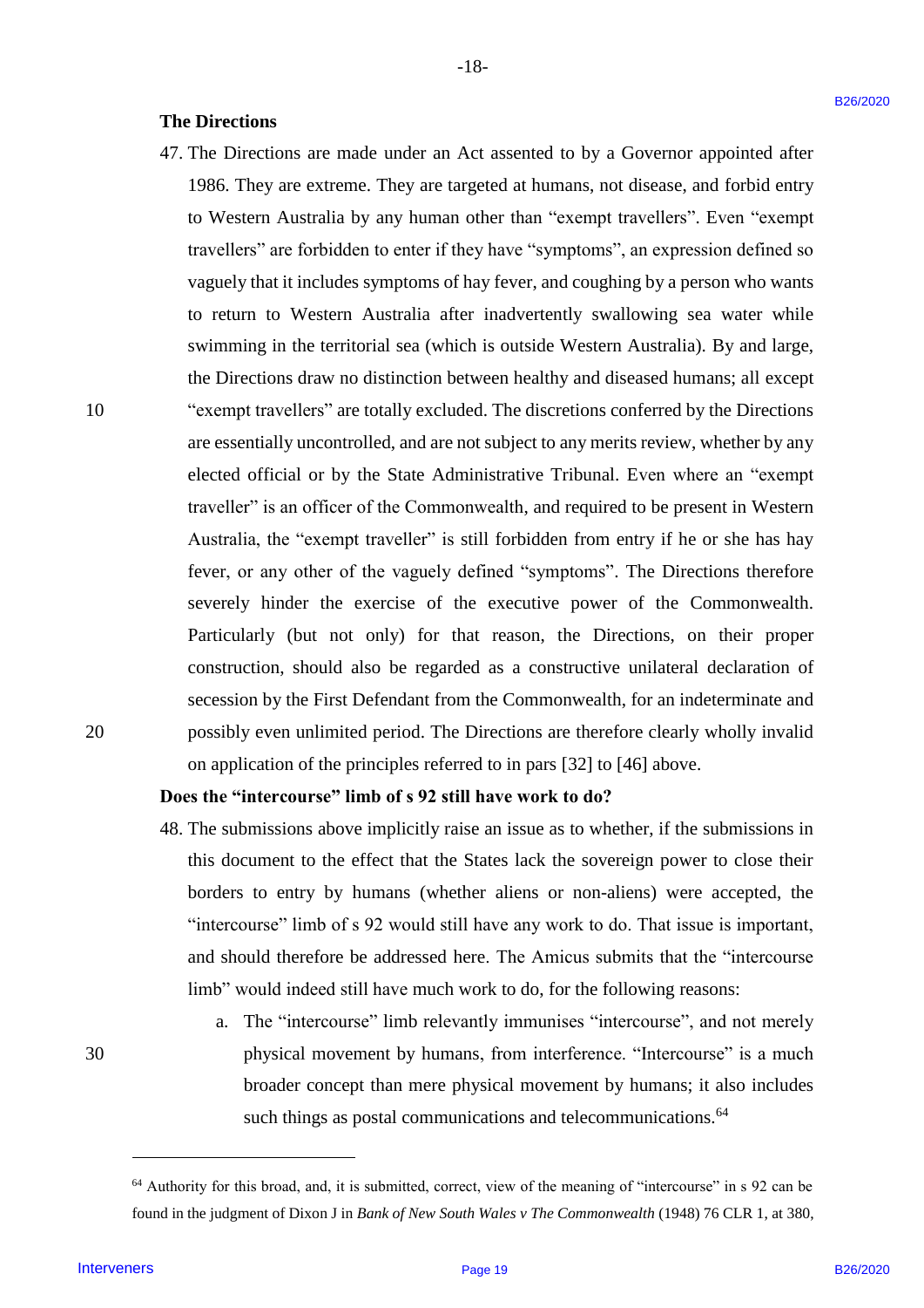**The Directions**

47. The Directions are made under an Act assented to by a Governor appointed after 1986. They are extreme. They are targeted at humans, not disease, and forbid entry to Western Australia by any human other than "exempt travellers". Even "exempt travellers" are forbidden to enter if they have "symptoms", an expression defined so vaguely that it includes symptoms of hay fever, and coughing by a person who wants to return to Western Australia after inadvertently swallowing sea water while swimming in the territorial sea (which is outside Western Australia). By and large, the Directions draw no distinction between healthy and diseased humans; all except "exempt travellers" are totally excluded. The discretions conferred by the Directions are essentially uncontrolled, and are not subject to any merits review, whether by any elected official or by the State Administrative Tribunal. Even where an "exempt traveller" is an officer of the Commonwealth, and required to be present in Western Australia, the "exempt traveller" is still forbidden from entry if he or she has hay fever, or any other of the vaguely defined "symptoms". The Directions therefore severely hinder the exercise of the executive power of the Commonwealth. Particularly (but not only) for that reason, the Directions, on their proper construction, should also be regarded as a constructive unilateral declaration of secession by the First Defendant from the Commonwealth, for an indeterminate and possibly even unlimited period. The Directions are therefore clearly wholly invalid on application of the principles referred to in pars [32] to [46] above.

**Does the "intercourse" limb of s 92 still have work to do?**

48. The submissions above implicitly raise an issue as to whether, if the submissions in this document to the effect that the States lack the sovereign power to close their borders to entry by humans (whether aliens or non-aliens) were accepted, the "intercourse" limb of s 92 would still have any work to do. That issue is important, and should therefore be addressed here. The Amicus submits that the "intercourse limb" would indeed still have much work to do, for the following reasons:

   a. The "intercourse" limb relevantly immunises "intercourse", and not merely physical movement by humans, from interference. "Intercourse" is a much broader concept than mere physical movement by humans; it also includes such things as postal communications and telecommunications.[64]

---

[64] Authority for this broad, and, it is submitted, correct, view of the meaning of "intercourse" in s 92 can be found in the judgment of Dixon J in *Bank of New South Wales v The Commonwealth* (1948) 76 CLR 1, at 380,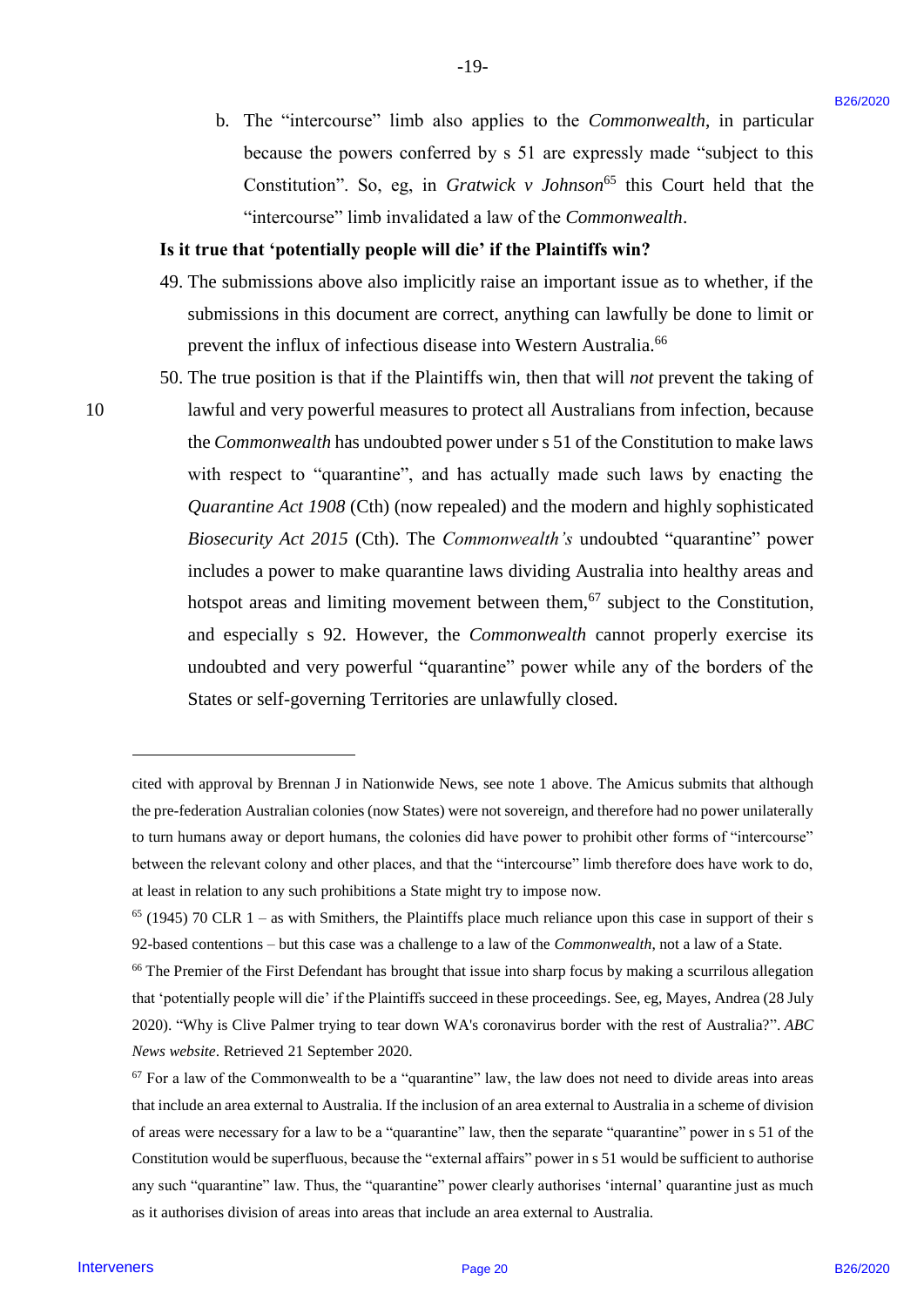b. The “intercourse” limb also applies to the *Commonwealth*, in particular because the powers conferred by s 51 are expressly made “subject to this Constitution”. So, eg, in *Gratwick v Johnson*[65] this Court held that the “intercourse” limb invalidated a law of the *Commonwealth*.

**Is it true that ‘potentially people will die’ if the Plaintiffs win?**

49. The submissions above also implicitly raise an important issue as to whether, if the submissions in this document are correct, anything can lawfully be done to limit or prevent the influx of infectious disease into Western Australia.[66]

50. The true position is that if the Plaintiffs win, then that will *not* prevent the taking of lawful and very powerful measures to protect all Australians from infection, because the *Commonwealth* has undoubted power under s 51 of the Constitution to make laws with respect to “quarantine”, and has actually made such laws by enacting the *Quarantine Act 1908* (Cth) (now repealed) and the modern and highly sophisticated *Biosecurity Act 2015* (Cth). The *Commonwealth’s* undoubted “quarantine” power includes a power to make quarantine laws dividing Australia into healthy areas and hotspot areas and limiting movement between them,[67] subject to the Constitution, and especially s 92. However, the *Commonwealth* cannot properly exercise its undoubted and very powerful “quarantine” power while any of the borders of the States or self-governing Territories are unlawfully closed.

---

cited with approval by Brennan J in Nationwide News, see note 1 above. The Amicus submits that although the pre-federation Australian colonies (now States) were not sovereign, and therefore had no power unilaterally to turn humans away or deport humans, the colonies did have power to prohibit other forms of “intercourse” between the relevant colony and other places, and that the “intercourse” limb therefore does have work to do, at least in relation to any such prohibitions a State might try to impose now.

[65] (1945) 70 CLR 1 – as with Smithers, the Plaintiffs place much reliance upon this case in support of their s 92-based contentions – but this case was a challenge to a law of the *Commonwealth*, not a law of a State.

[66] The Premier of the First Defendant has brought that issue into sharp focus by making a scurrilous allegation that ‘potentially people will die’ if the Plaintiffs succeed in these proceedings. See, eg, Mayes, Andrea (28 July 2020). “Why is Clive Palmer trying to tear down WA's coronavirus border with the rest of Australia?”. *ABC News website*. Retrieved 21 September 2020.

[67] For a law of the Commonwealth to be a “quarantine” law, the law does not need to divide areas into areas that include an area external to Australia. If the inclusion of an area external to Australia in a scheme of division of areas were necessary for a law to be a “quarantine” law, then the separate “quarantine” power in s 51 of the Constitution would be superfluous, because the “external affairs” power in s 51 would be sufficient to authorise any such “quarantine” law. Thus, the “quarantine” power clearly authorises ‘internal’ quarantine just as much as it authorises division of areas into areas that include an area external to Australia.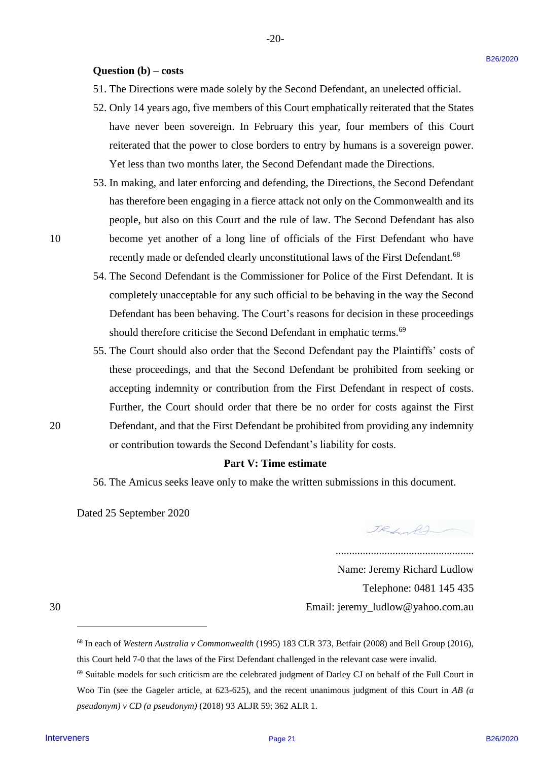**Question (b) – costs**

51. The Directions were made solely by the Second Defendant, an unelected official.

52. Only 14 years ago, five members of this Court emphatically reiterated that the States have never been sovereign. In February this year, four members of this Court reiterated that the power to close borders to entry by humans is a sovereign power. Yet less than two months later, the Second Defendant made the Directions.

53. In making, and later enforcing and defending, the Directions, the Second Defendant has therefore been engaging in a fierce attack not only on the Commonwealth and its people, but also on this Court and the rule of law. The Second Defendant has also become yet another of a long line of officials of the First Defendant who have recently made or defended clearly unconstitutional laws of the First Defendant.[68]

54. The Second Defendant is the Commissioner for Police of the First Defendant. It is completely unacceptable for any such official to be behaving in the way the Second Defendant has been behaving. The Court's reasons for decision in these proceedings should therefore criticise the Second Defendant in emphatic terms.[69]

55. The Court should also order that the Second Defendant pay the Plaintiffs' costs of these proceedings, and that the Second Defendant be prohibited from seeking or accepting indemnity or contribution from the First Defendant in respect of costs. Further, the Court should order that there be no order for costs against the First Defendant, and that the First Defendant be prohibited from providing any indemnity or contribution towards the Second Defendant's liability for costs.

**Part V: Time estimate**

56. The Amicus seeks leave only to make the written submissions in this document.

Dated 25 September 2020

...................................................

Name: Jeremy Richard Ludlow

Telephone: 0481 145 435

Email: jeremy_ludlow@yahoo.com.au

---

[68] In each of *Western Australia v Commonwealth* (1995) 183 CLR 373, Betfair (2008) and Bell Group (2016), this Court held 7-0 that the laws of the First Defendant challenged in the relevant case were invalid.

[69] Suitable models for such criticism are the celebrated judgment of Darley CJ on behalf of the Full Court in Woo Tin (see the Gageler article, at 623-625), and the recent unanimous judgment of this Court in *AB (a pseudonym) v CD (a pseudonym)* (2018) 93 ALJR 59; 362 ALR 1.